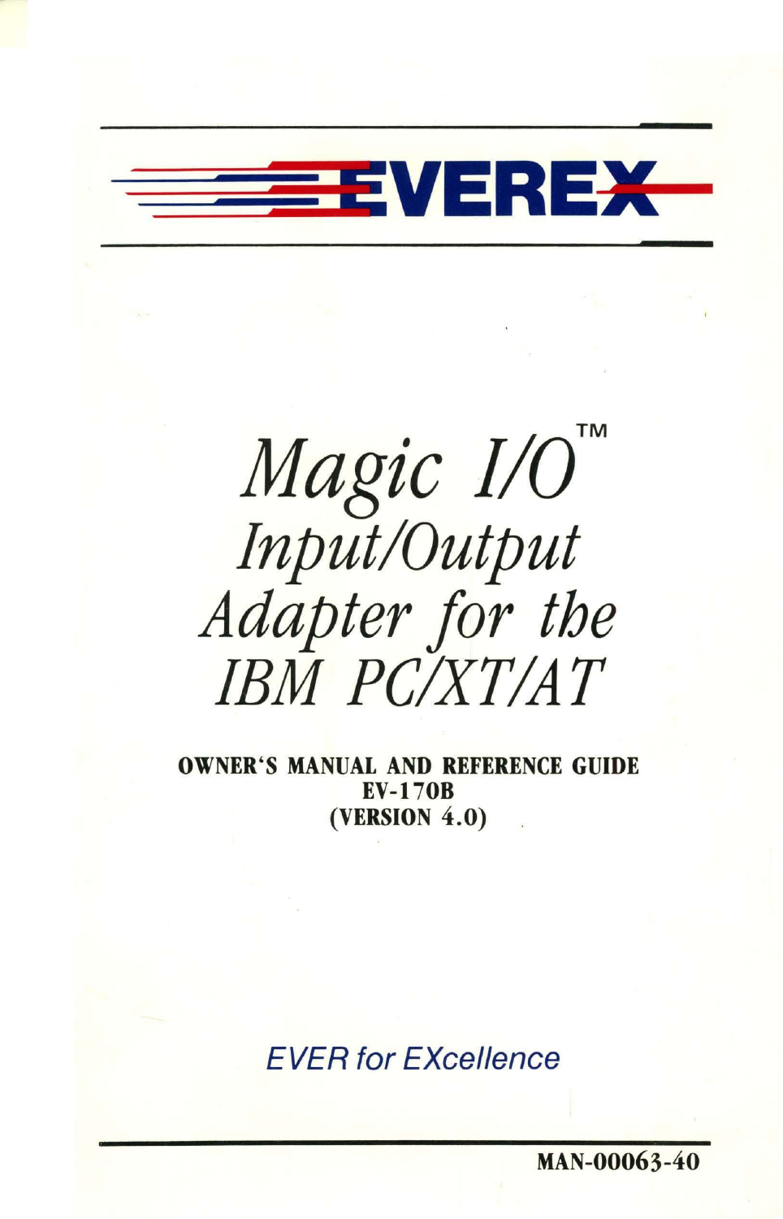# EVEREX

# *Magic I/O*™

## *Input/Output Adapter for the IBM PC/XT/AT*

**OWNER'S MANUAL AND REFERENCE GUIDE**
**EV-170B**
**(VERSION 4.0)**

*EVER for EXcellence*

**MAN-00063-40**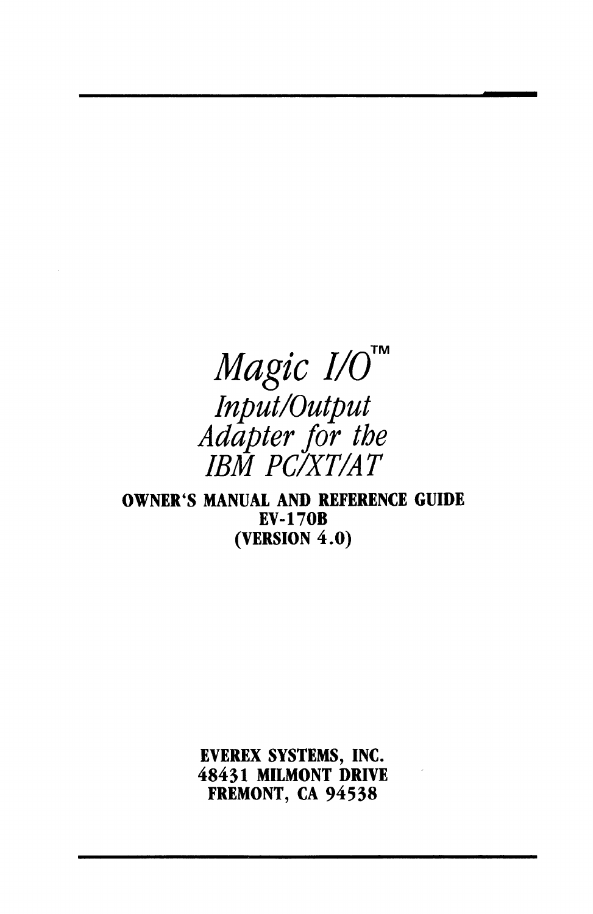# *Magic I/O*™

## *Input/Output Adapter for the IBM PC/XT/AT*

**OWNER'S MANUAL AND REFERENCE GUIDE**
**EV-170B**
**(VERSION 4.0)**

**EVEREX SYSTEMS, INC.**
**48431 MILMONT DRIVE**
**FREMONT, CA 94538**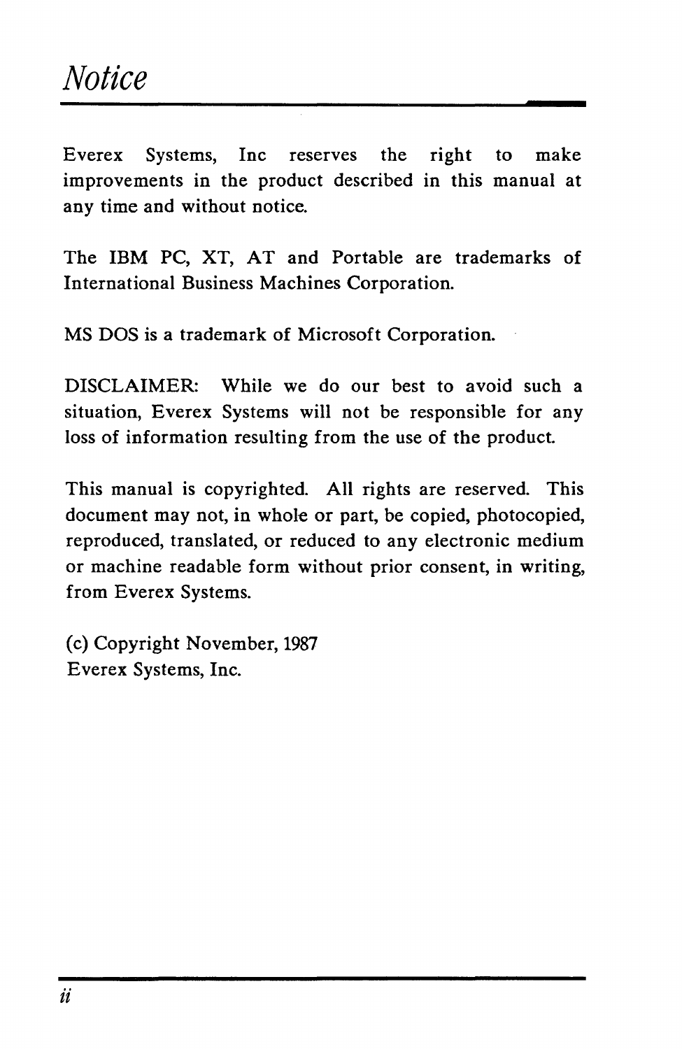# *Notice*

Everex Systems, Inc reserves the right to make improvements in the product described in this manual at any time and without notice.

The IBM PC, XT, AT and Portable are trademarks of International Business Machines Corporation.

MS DOS is a trademark of Microsoft Corporation.

DISCLAIMER: While we do our best to avoid such a situation, Everex Systems will not be responsible for any loss of information resulting from the use of the product.

This manual is copyrighted. All rights are reserved. This document may not, in whole or part, be copied, photocopied, reproduced, translated, or reduced to any electronic medium or machine readable form without prior consent, in writing, from Everex Systems.

(c) Copyright November, 1987
Everex Systems, Inc.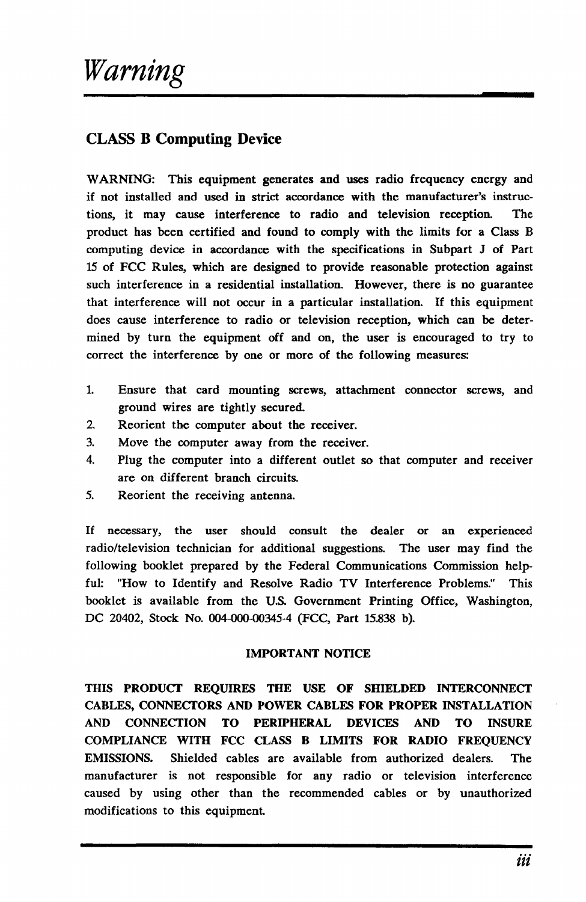# Warning

## CLASS B Computing Device

WARNING: This equipment generates and uses radio frequency energy and if not installed and used in strict accordance with the manufacturer's instructions, it may cause interference to radio and television reception. The product has been certified and found to comply with the limits for a Class B computing device in accordance with the specifications in Subpart J of Part 15 of FCC Rules, which are designed to provide reasonable protection against such interference in a residential installation. However, there is no guarantee that interference will not occur in a particular installation. If this equipment does cause interference to radio or television reception, which can be determined by turn the equipment off and on, the user is encouraged to try to correct the interference by one or more of the following measures:

1. Ensure that card mounting screws, attachment connector screws, and ground wires are tightly secured.
2. Reorient the computer about the receiver.
3. Move the computer away from the receiver.
4. Plug the computer into a different outlet so that computer and receiver are on different branch circuits.
5. Reorient the receiving antenna.

If necessary, the user should consult the dealer or an experienced radio/television technician for additional suggestions. The user may find the following booklet prepared by the Federal Communications Commission helpful: "How to Identify and Resolve Radio TV Interference Problems." This booklet is available from the U.S. Government Printing Office, Washington, DC 20402, Stock No. 004-000-00345-4 (FCC, Part 15.838 b).

**IMPORTANT NOTICE**

**THIS PRODUCT REQUIRES THE USE OF SHIELDED INTERCONNECT CABLES, CONNECTORS AND POWER CABLES FOR PROPER INSTALLATION AND CONNECTION TO PERIPHERAL DEVICES AND TO INSURE COMPLIANCE WITH FCC CLASS B LIMITS FOR RADIO FREQUENCY EMISSIONS.** Shielded cables are available from authorized dealers. The manufacturer is not responsible for any radio or television interference caused by using other than the recommended cables or by unauthorized modifications to this equipment.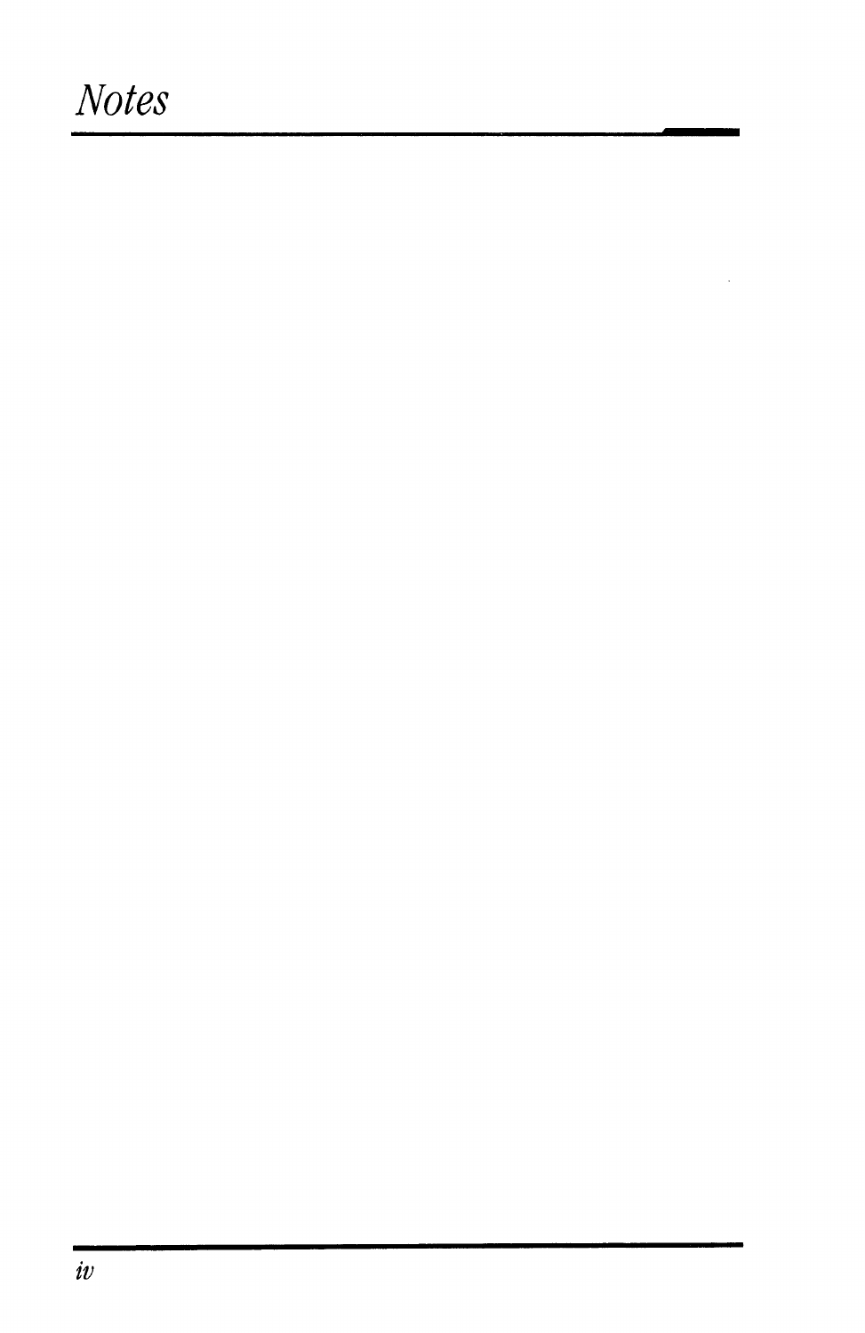# *Notes*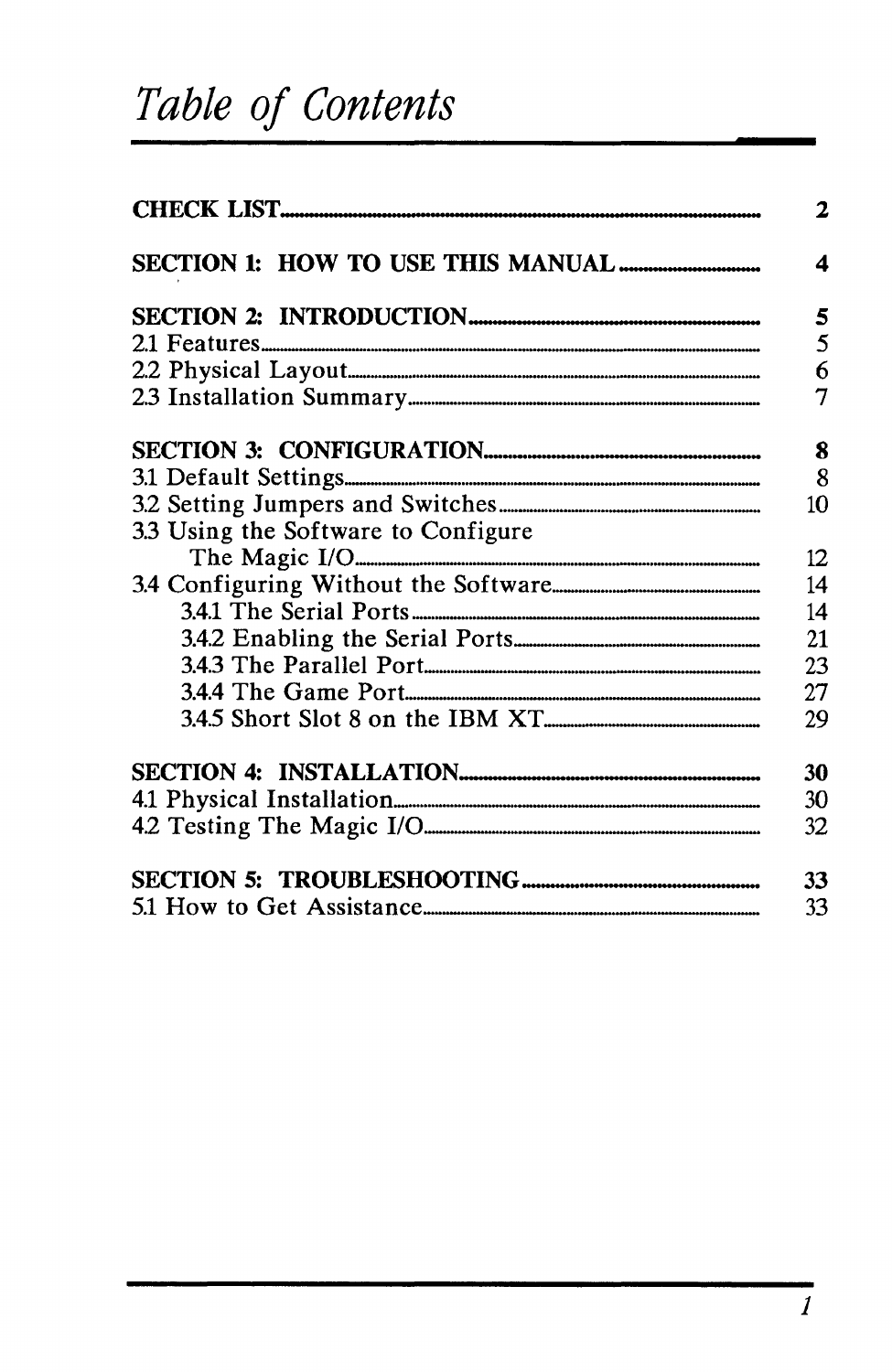# *Table of Contents*

| | |
|---|---|
| **CHECK LIST** | **2** |
| **SECTION 1: HOW TO USE THIS MANUAL** | **4** |
| **SECTION 2: INTRODUCTION** | **5** |
| 2.1 Features | 5 |
| 2.2 Physical Layout | 6 |
| 2.3 Installation Summary | 7 |
| **SECTION 3: CONFIGURATION** | **8** |
| 3.1 Default Settings | 8 |
| 3.2 Setting Jumpers and Switches | 10 |
| 3.3 Using the Software to Configure The Magic I/O | 12 |
| 3.4 Configuring Without the Software | 14 |
| 3.4.1 The Serial Ports | 14 |
| 3.4.2 Enabling the Serial Ports | 21 |
| 3.4.3 The Parallel Port | 23 |
| 3.4.4 The Game Port | 27 |
| 3.4.5 Short Slot 8 on the IBM XT | 29 |
| **SECTION 4: INSTALLATION** | **30** |
| 4.1 Physical Installation | 30 |
| 4.2 Testing The Magic I/O | 32 |
| **SECTION 5: TROUBLESHOOTING** | **33** |
| 5.1 How to Get Assistance | 33 |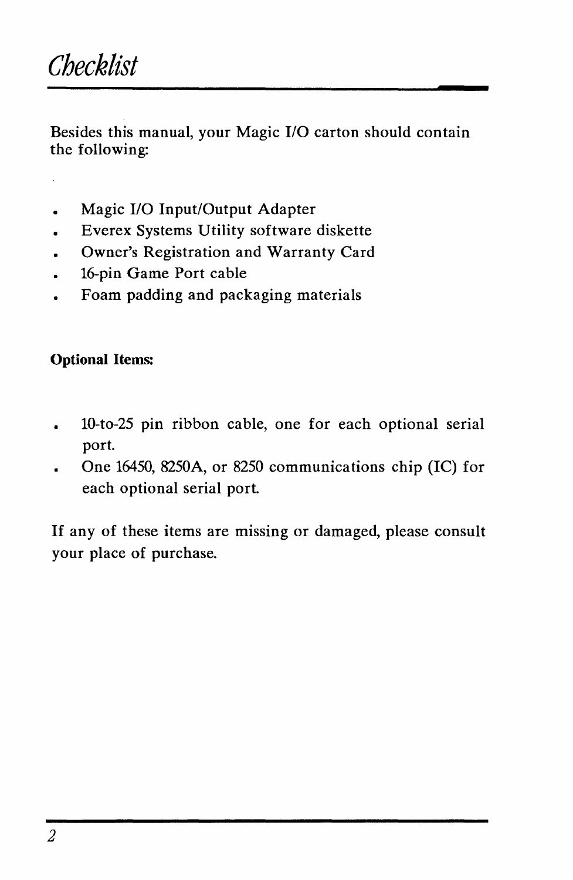# Checklist

Besides this manual, your Magic I/O carton should contain the following:

- Magic I/O Input/Output Adapter
- Everex Systems Utility software diskette
- Owner's Registration and Warranty Card
- 16-pin Game Port cable
- Foam padding and packaging materials

**Optional Items:**

- 10-to-25 pin ribbon cable, one for each optional serial port.
- One 16450, 8250A, or 8250 communications chip (IC) for each optional serial port.

If any of these items are missing or damaged, please consult your place of purchase.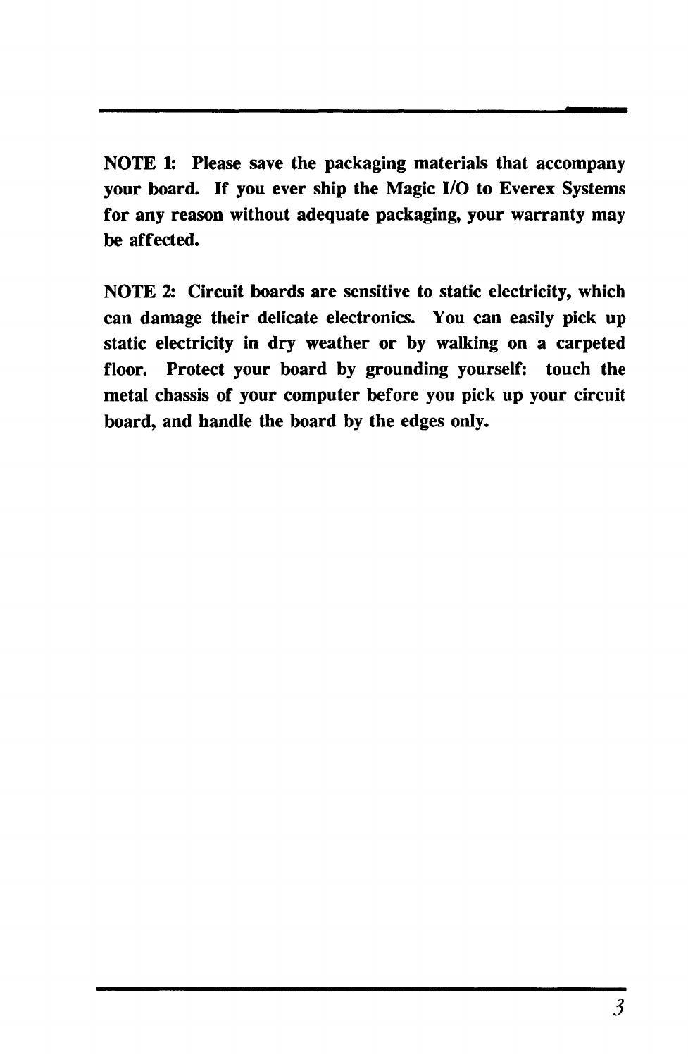**NOTE 1: Please save the packaging materials that accompany your board. If you ever ship the Magic I/O to Everex Systems for any reason without adequate packaging, your warranty may be affected.**

**NOTE 2: Circuit boards are sensitive to static electricity, which can damage their delicate electronics. You can easily pick up static electricity in dry weather or by walking on a carpeted floor. Protect your board by grounding yourself: touch the metal chassis of your computer before you pick up your circuit board, and handle the board by the edges only.**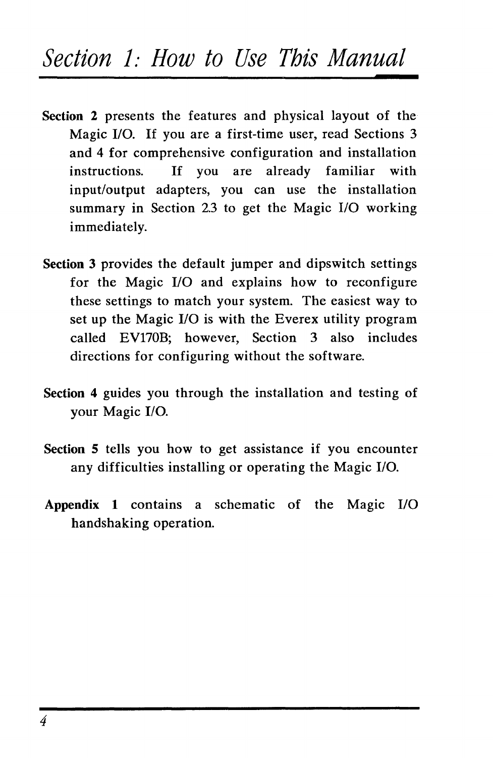# Section 1: How to Use This Manual

**Section 2** presents the features and physical layout of the Magic I/O. If you are a first-time user, read Sections 3 and 4 for comprehensive configuration and installation instructions. If you are already familiar with input/output adapters, you can use the installation summary in Section 2.3 to get the Magic I/O working immediately.

**Section 3** provides the default jumper and dipswitch settings for the Magic I/O and explains how to reconfigure these settings to match your system. The easiest way to set up the Magic I/O is with the Everex utility program called EV170B; however, Section 3 also includes directions for configuring without the software.

**Section 4** guides you through the installation and testing of your Magic I/O.

**Section 5** tells you how to get assistance if you encounter any difficulties installing or operating the Magic I/O.

**Appendix 1** contains a schematic of the Magic I/O handshaking operation.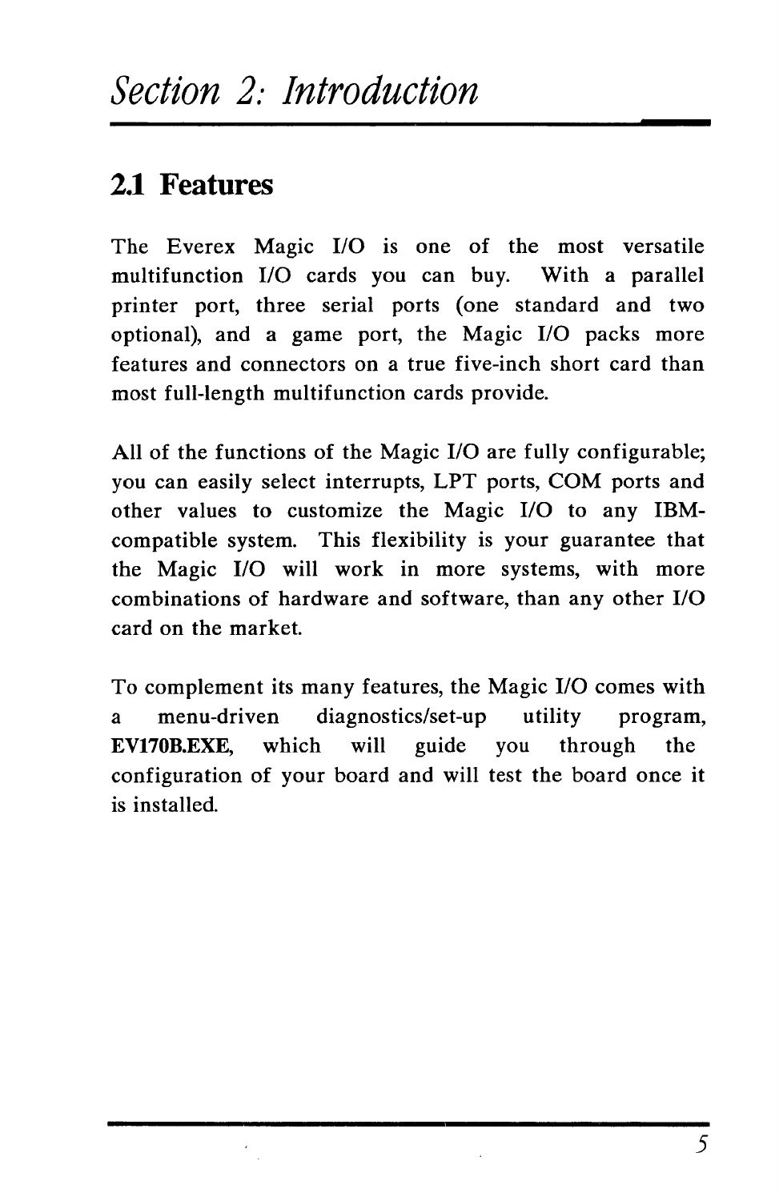# *Section 2: Introduction*

## 2.1 Features

The Everex Magic I/O is one of the most versatile multifunction I/O cards you can buy. With a parallel printer port, three serial ports (one standard and two optional), and a game port, the Magic I/O packs more features and connectors on a true five-inch short card than most full-length multifunction cards provide.

All of the functions of the Magic I/O are fully configurable; you can easily select interrupts, LPT ports, COM ports and other values to customize the Magic I/O to any IBM-compatible system. This flexibility is your guarantee that the Magic I/O will work in more systems, with more combinations of hardware and software, than any other I/O card on the market.

To complement its many features, the Magic I/O comes with a menu-driven diagnostics/set-up utility program, **EV170B.EXE**, which will guide you through the configuration of your board and will test the board once it is installed.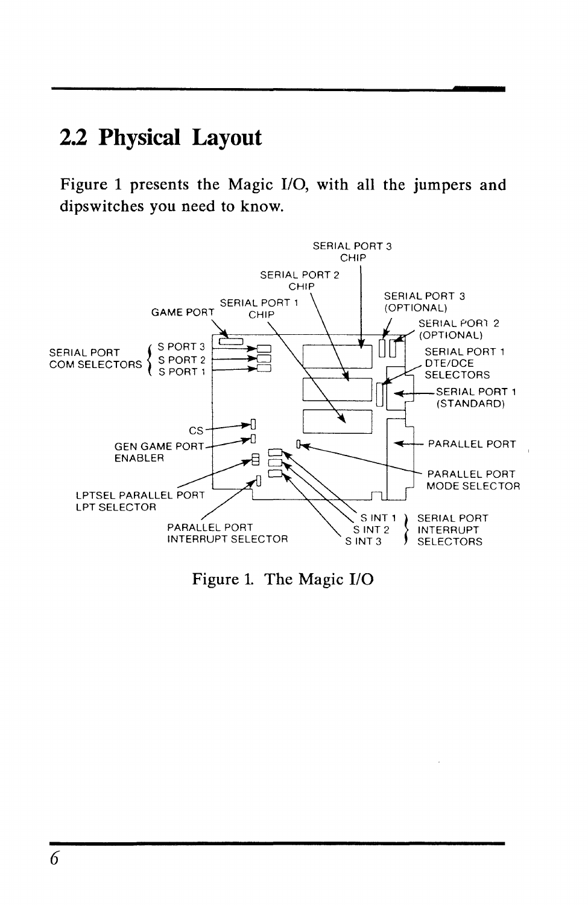## 2.2 Physical Layout

Figure 1 presents the Magic I/O, with all the jumpers and dipswitches you need to know.

Figure 1. The Magic I/O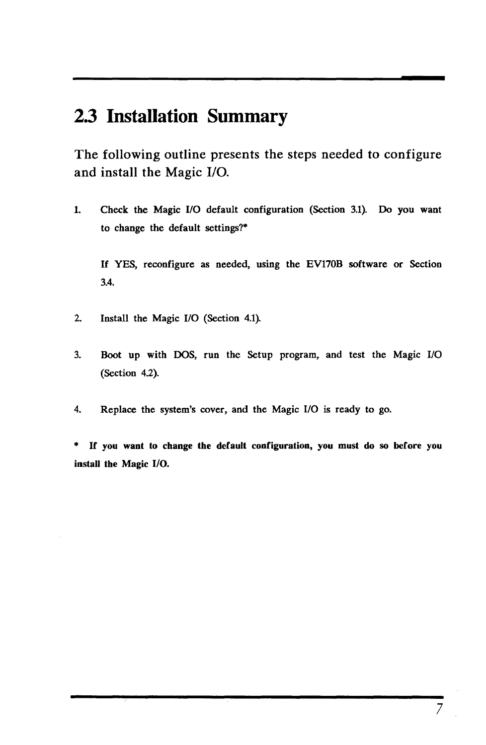## 2.3 Installation Summary

The following outline presents the steps needed to configure and install the Magic I/O.

1. Check the Magic I/O default configuration (Section 3.1). Do you want to change the default settings?*

   If YES, reconfigure as needed, using the EV170B software or Section 3.4.

2. Install the Magic I/O (Section 4.1).

3. Boot up with DOS, run the Setup program, and test the Magic I/O (Section 4.2).

4. Replace the system's cover, and the Magic I/O is ready to go.

**\* If you want to change the default configuration, you must do so before you install the Magic I/O.**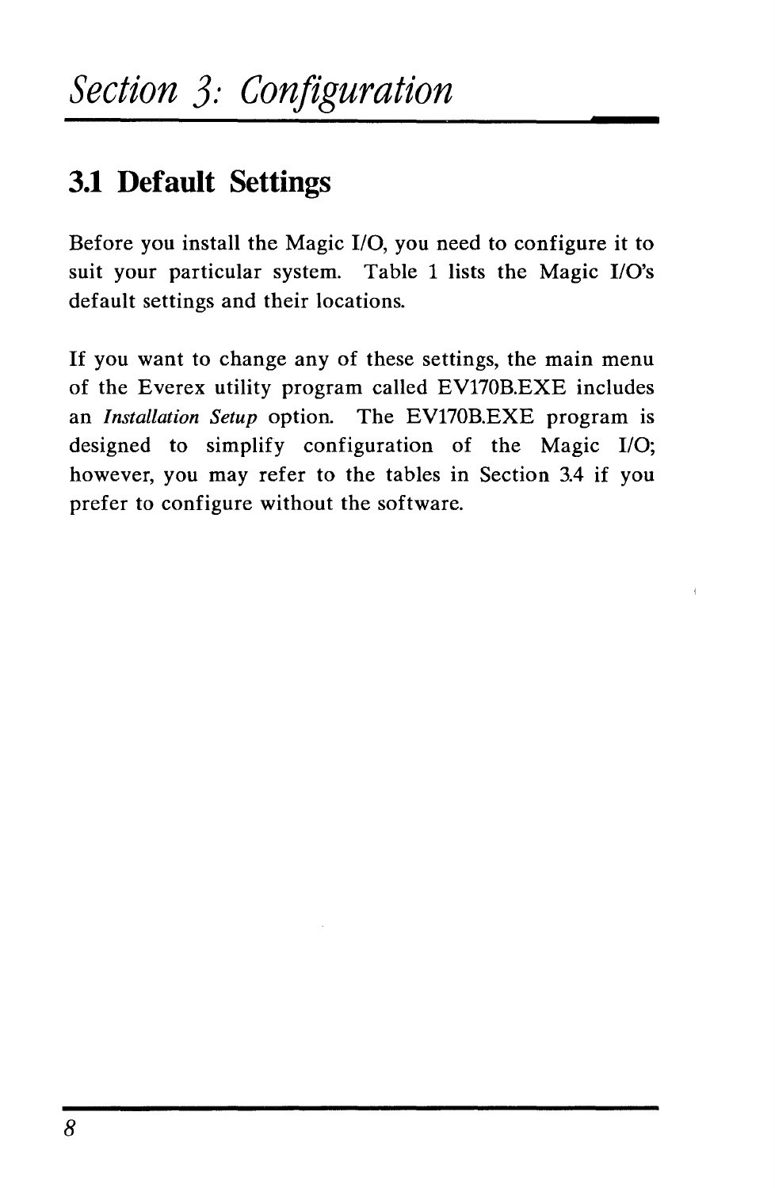# Section 3: Configuration

## 3.1 Default Settings

Before you install the Magic I/O, you need to configure it to suit your particular system. Table 1 lists the Magic I/O's default settings and their locations.

If you want to change any of these settings, the main menu of the Everex utility program called EV170B.EXE includes an *Installation Setup* option. The EV170B.EXE program is designed to simplify configuration of the Magic I/O; however, you may refer to the tables in Section 3.4 if you prefer to configure without the software.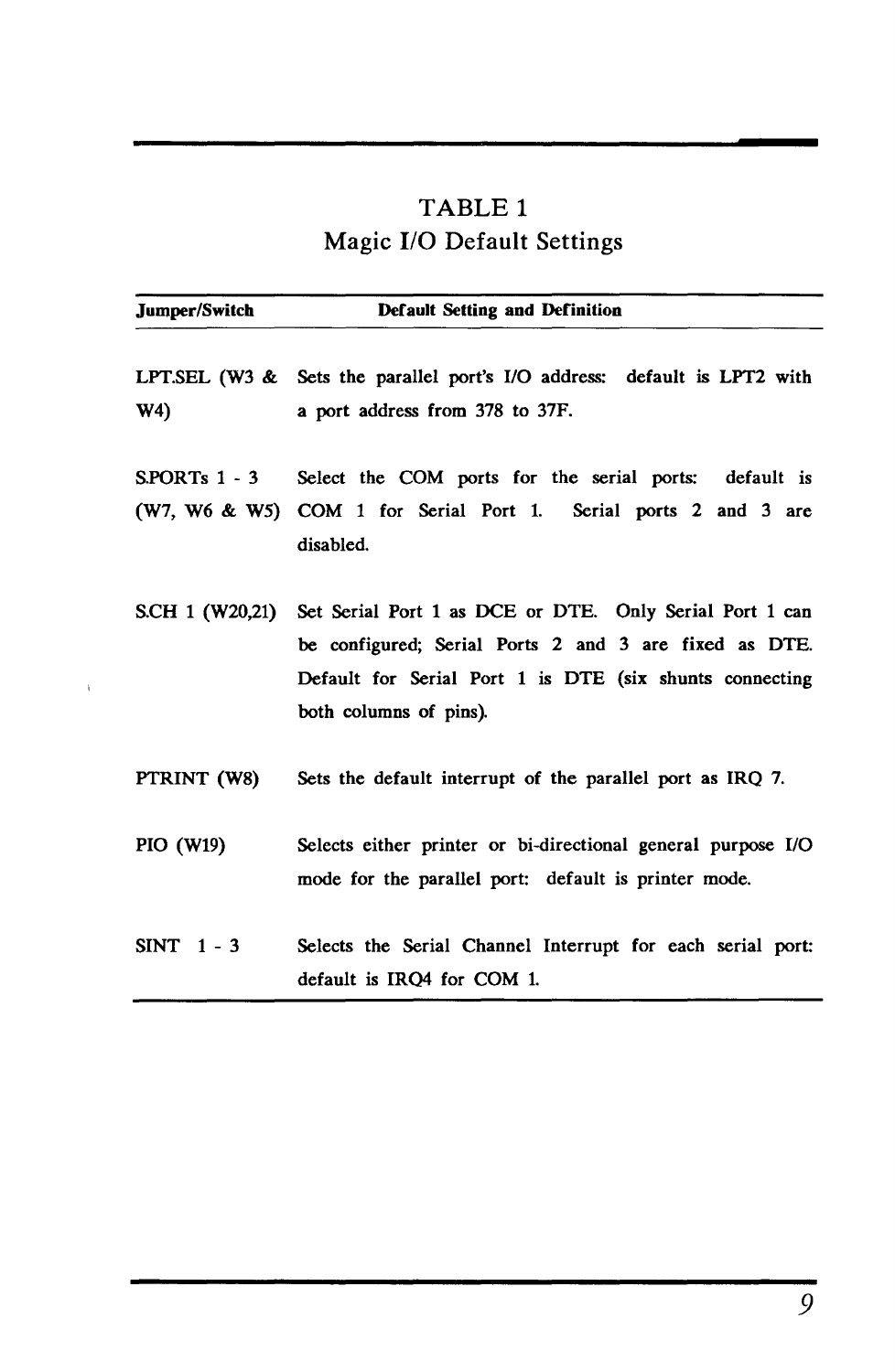## TABLE 1
## Magic I/O Default Settings

| Jumper/Switch | Default Setting and Definition |
|---|---|
| LPT.SEL (W3 & W4) | Sets the parallel port's I/O address: default is LPT2 with a port address from 378 to 37F. |
| S.PORTs 1 - 3 (W7, W6 & W5) | Select the COM ports for the serial ports: default is COM 1 for Serial Port 1. Serial ports 2 and 3 are disabled. |
| S.CH 1 (W20,21) | Set Serial Port 1 as DCE or DTE. Only Serial Port 1 can be configured; Serial Ports 2 and 3 are fixed as DTE. Default for Serial Port 1 is DTE (six shunts connecting both columns of pins). |
| PTRINT (W8) | Sets the default interrupt of the parallel port as IRQ 7. |
| PIO (W19) | Selects either printer or bi-directional general purpose I/O mode for the parallel port: default is printer mode. |
| SINT 1 - 3 | Selects the Serial Channel Interrupt for each serial port: default is IRQ4 for COM 1. |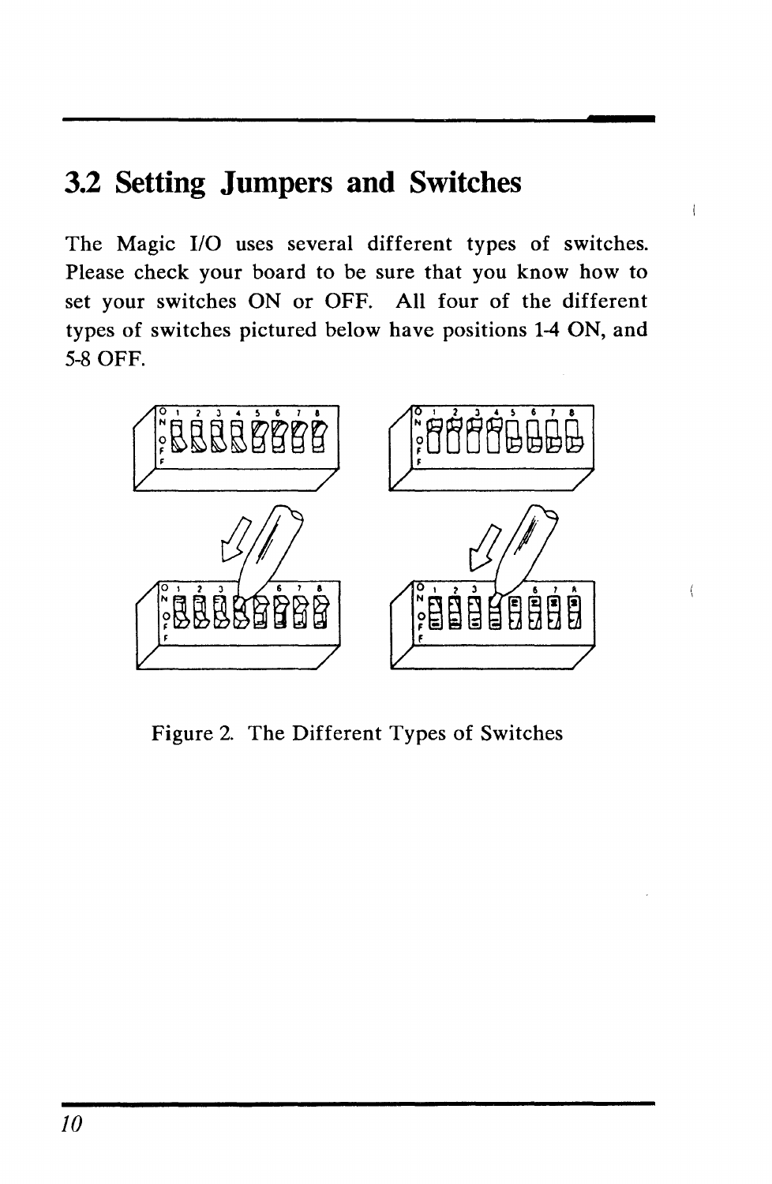## 3.2 Setting Jumpers and Switches

The Magic I/O uses several different types of switches. Please check your board to be sure that you know how to set your switches ON or OFF. All four of the different types of switches pictured below have positions 1-4 ON, and 5-8 OFF.

Figure 2. The Different Types of Switches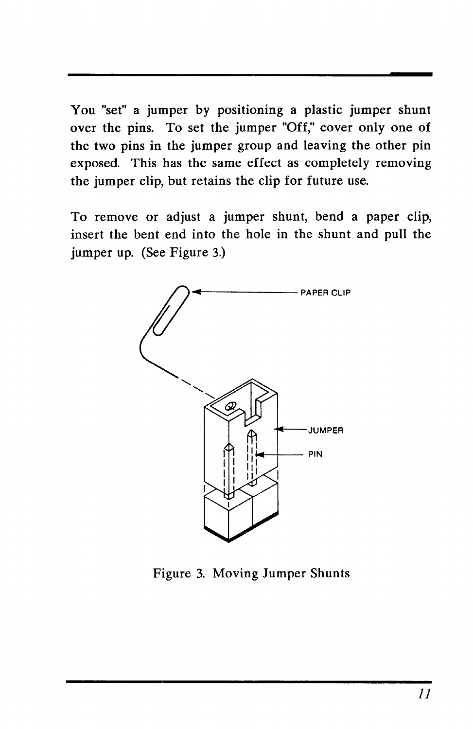You "set" a jumper by positioning a plastic jumper shunt over the pins. To set the jumper "Off," cover only one of the two pins in the jumper group and leaving the other pin exposed. This has the same effect as completely removing the jumper clip, but retains the clip for future use.

To remove or adjust a jumper shunt, bend a paper clip, insert the bent end into the hole in the shunt and pull the jumper up. (See Figure 3.)

PAPER CLIP

JUMPER

PIN

Figure 3. Moving Jumper Shunts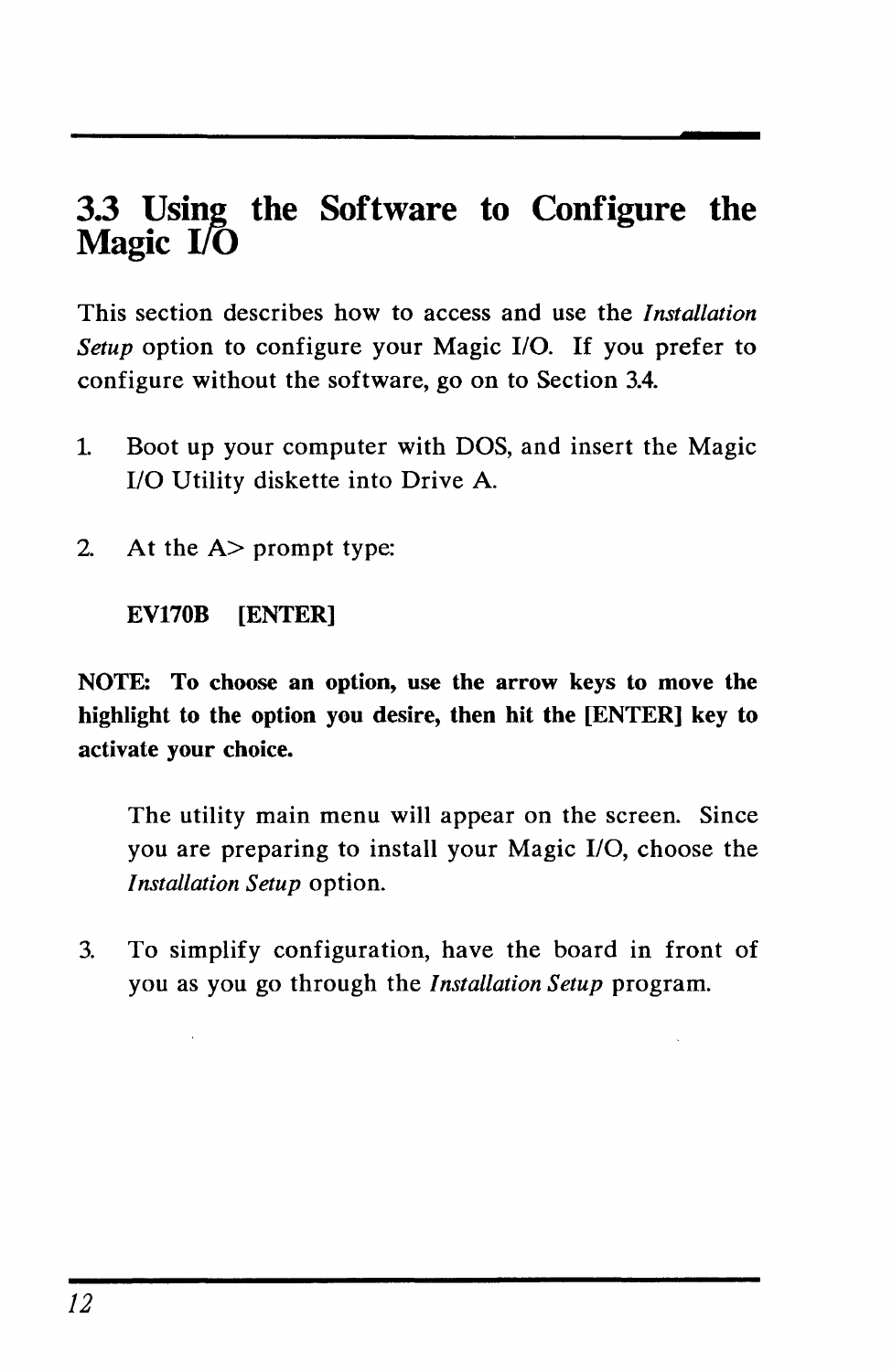## 3.3 Using the Software to Configure the Magic I/O

This section describes how to access and use the *Installation Setup* option to configure your Magic I/O. If you prefer to configure without the software, go on to Section 3.4.

1. Boot up your computer with DOS, and insert the Magic I/O Utility diskette into Drive A.

2. At the A> prompt type:

   **EV170B [ENTER]**

**NOTE: To choose an option, use the arrow keys to move the highlight to the option you desire, then hit the [ENTER] key to activate your choice.**

   The utility main menu will appear on the screen. Since you are preparing to install your Magic I/O, choose the *Installation Setup* option.

3. To simplify configuration, have the board in front of you as you go through the *Installation Setup* program.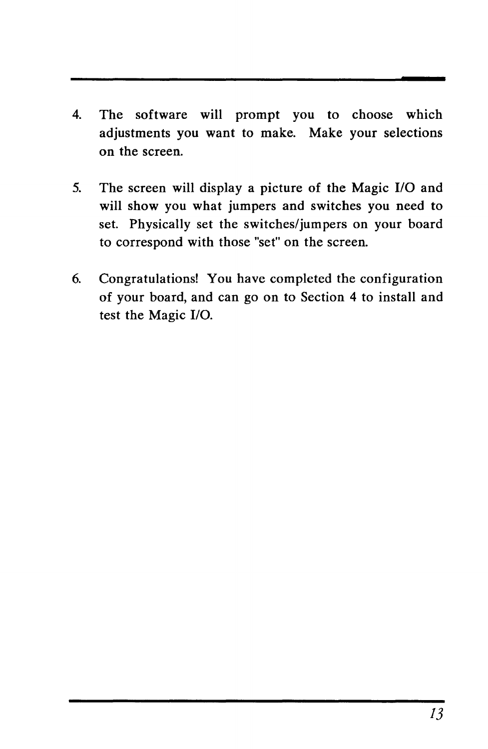4. The software will prompt you to choose which adjustments you want to make. Make your selections on the screen.

5. The screen will display a picture of the Magic I/O and will show you what jumpers and switches you need to set. Physically set the switches/jumpers on your board to correspond with those "set" on the screen.

6. Congratulations! You have completed the configuration of your board, and can go on to Section 4 to install and test the Magic I/O.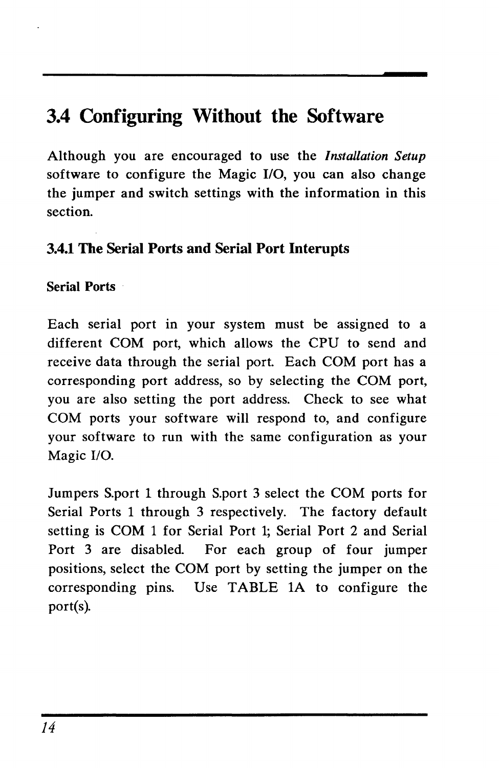## 3.4 Configuring Without the Software

Although you are encouraged to use the *Installation Setup* software to configure the Magic I/O, you can also change the jumper and switch settings with the information in this section.

### 3.4.1 The Serial Ports and Serial Port Interupts

**Serial Ports**

Each serial port in your system must be assigned to a different COM port, which allows the CPU to send and receive data through the serial port. Each COM port has a corresponding port address, so by selecting the COM port, you are also setting the port address. Check to see what COM ports your software will respond to, and configure your software to run with the same configuration as your Magic I/O.

Jumpers S.port 1 through S.port 3 select the COM ports for Serial Ports 1 through 3 respectively. The factory default setting is COM 1 for Serial Port 1; Serial Port 2 and Serial Port 3 are disabled. For each group of four jumper positions, select the COM port by setting the jumper on the corresponding pins. Use TABLE 1A to configure the port(s).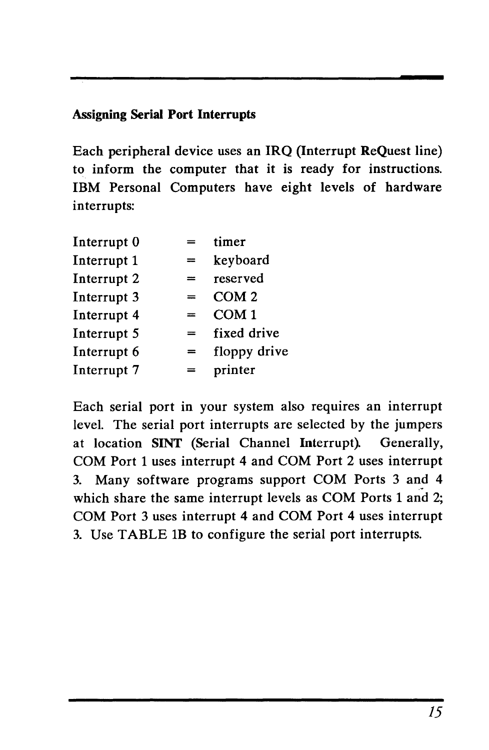### Assigning Serial Port Interrupts

Each peripheral device uses an IRQ (Interrupt ReQuest line) to inform the computer that it is ready for instructions. IBM Personal Computers have eight levels of hardware interrupts:

| | | |
|---|---|---|
| Interrupt 0 | = | timer |
| Interrupt 1 | = | keyboard |
| Interrupt 2 | = | reserved |
| Interrupt 3 | = | COM 2 |
| Interrupt 4 | = | COM 1 |
| Interrupt 5 | = | fixed drive |
| Interrupt 6 | = | floppy drive |
| Interrupt 7 | = | printer |

Each serial port in your system also requires an interrupt level. The serial port interrupts are selected by the jumpers at location **SINT** (Serial Channel **In**terrupt). Generally, COM Port 1 uses interrupt 4 and COM Port 2 uses interrupt 3. Many software programs support COM Ports 3 and 4 which share the same interrupt levels as COM Ports 1 and 2; COM Port 3 uses interrupt 4 and COM Port 4 uses interrupt 3. Use TABLE 1B to configure the serial port interrupts.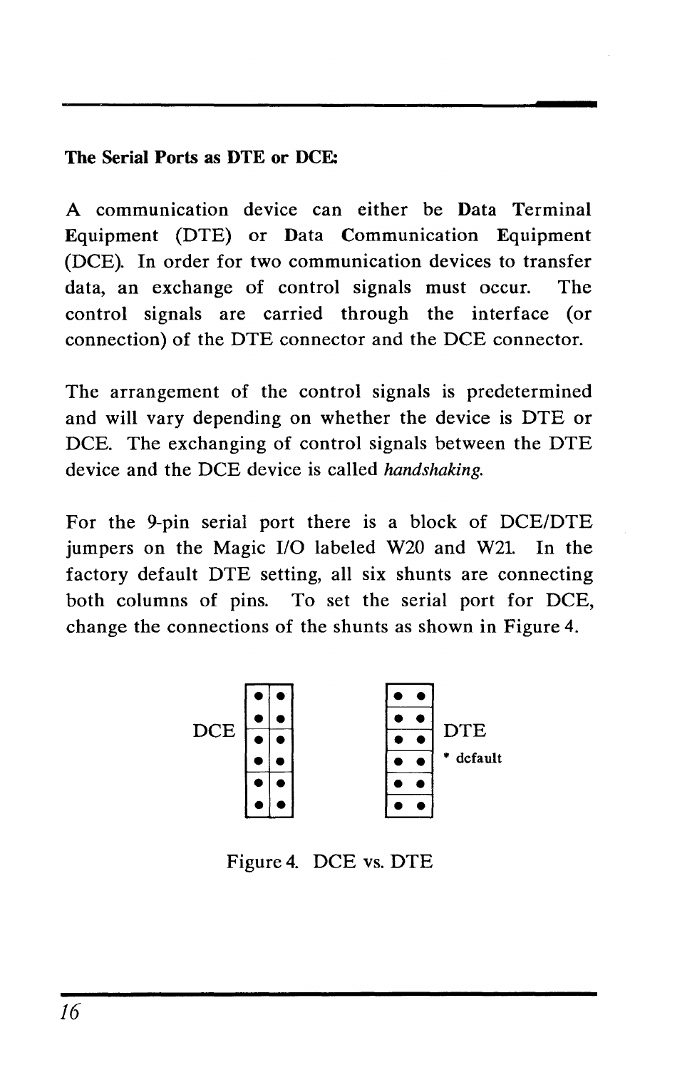**The Serial Ports as DTE or DCE:**

A communication device can either be **D**ata **T**erminal **E**quipment (DTE) or **D**ata **C**ommunication **E**quipment (DCE). In order for two communication devices to transfer data, an exchange of control signals must occur. The control signals are carried through the interface (or connection) of the DTE connector and the DCE connector.

The arrangement of the control signals is predetermined and will vary depending on whether the device is DTE or DCE. The exchanging of control signals between the DTE device and the DCE device is called *handshaking.*

For the 9-pin serial port there is a block of DCE/DTE jumpers on the Magic I/O labeled W20 and W21. In the factory default DTE setting, all six shunts are connecting both columns of pins. To set the serial port for DCE, change the connections of the shunts as shown in Figure 4.

DCE

DTE

* default

Figure 4. DCE vs. DTE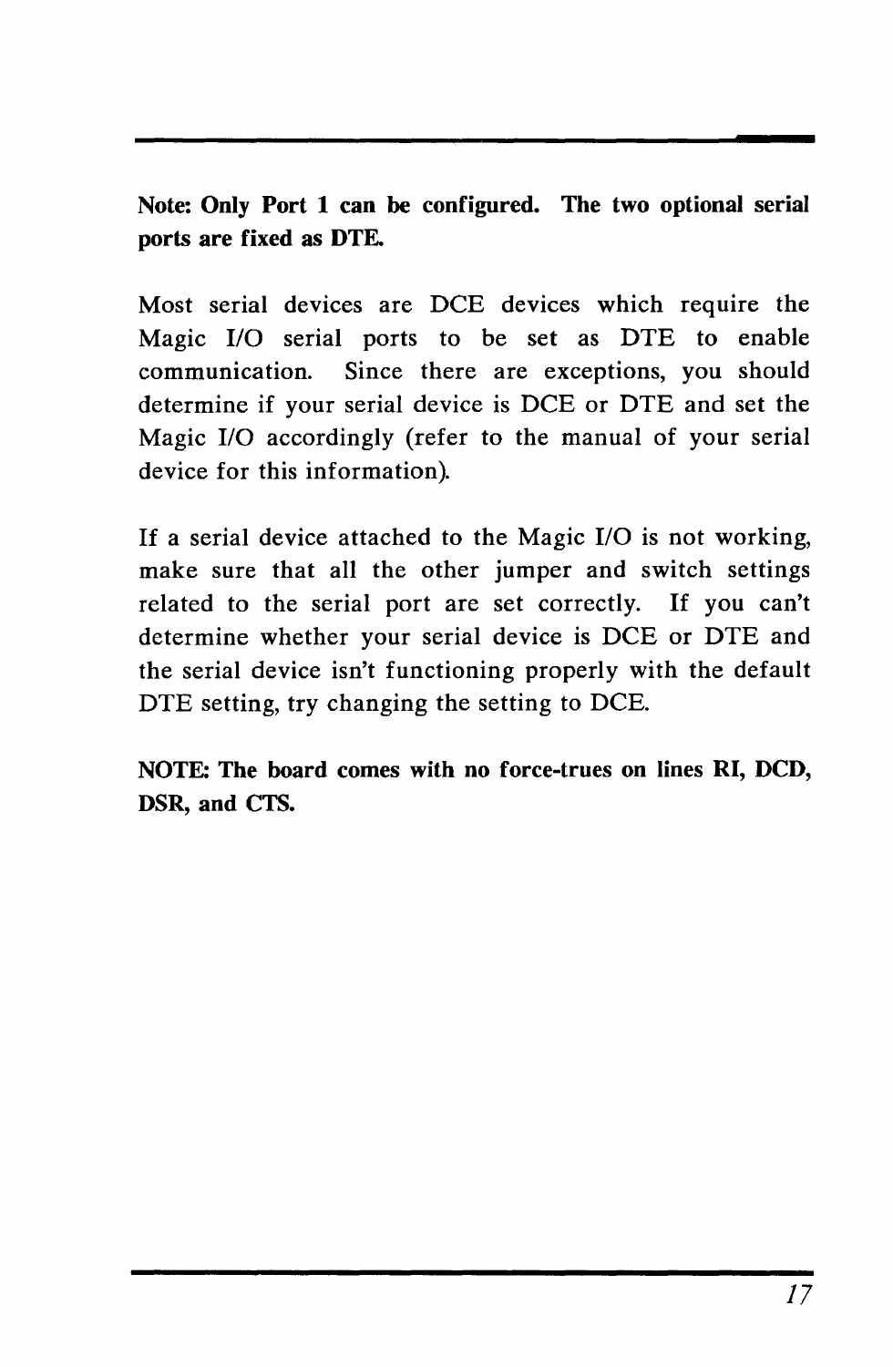**Note: Only Port 1 can be configured. The two optional serial ports are fixed as DTE.**

Most serial devices are DCE devices which require the Magic I/O serial ports to be set as DTE to enable communication. Since there are exceptions, you should determine if your serial device is DCE or DTE and set the Magic I/O accordingly (refer to the manual of your serial device for this information).

If a serial device attached to the Magic I/O is not working, make sure that all the other jumper and switch settings related to the serial port are set correctly. If you can't determine whether your serial device is DCE or DTE and the serial device isn't functioning properly with the default DTE setting, try changing the setting to DCE.

**NOTE: The board comes with no force-trues on lines RI, DCD, DSR, and CTS.**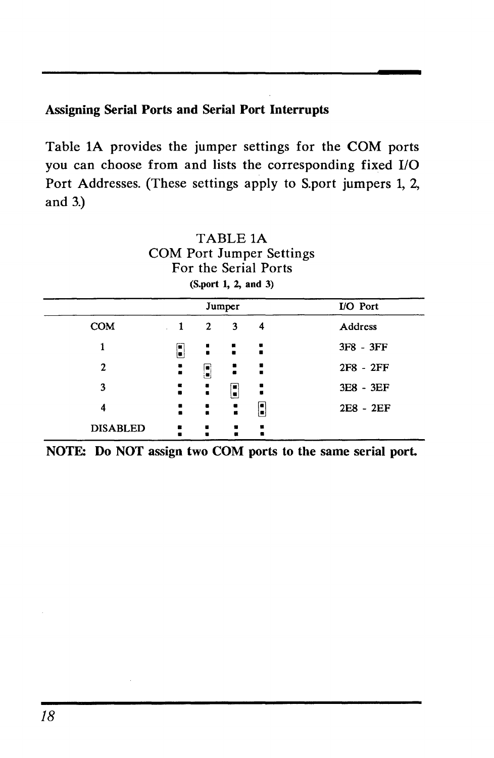### Assigning Serial Ports and Serial Port Interrupts

Table 1A provides the jumper settings for the COM ports you can choose from and lists the corresponding fixed I/O Port Addresses. (These settings apply to S.port jumpers 1, 2, and 3.)

TABLE 1A
COM Port Jumper Settings
For the Serial Ports
(S.port 1, 2, and 3)

| | Jumper | | | | I/O Port |
|---|---|---|---|---|---|
| COM | 1 | 2 | 3 | 4 | Address |
| 1 | ON | OFF | OFF | OFF | 3F8 - 3FF |
| 2 | OFF | ON | OFF | OFF | 2F8 - 2FF |
| 3 | OFF | OFF | ON | OFF | 3E8 - 3EF |
| 4 | OFF | OFF | OFF | ON | 2E8 - 2EF |
| DISABLED | OFF | OFF | OFF | OFF | |

**NOTE: Do NOT assign two COM ports to the same serial port.**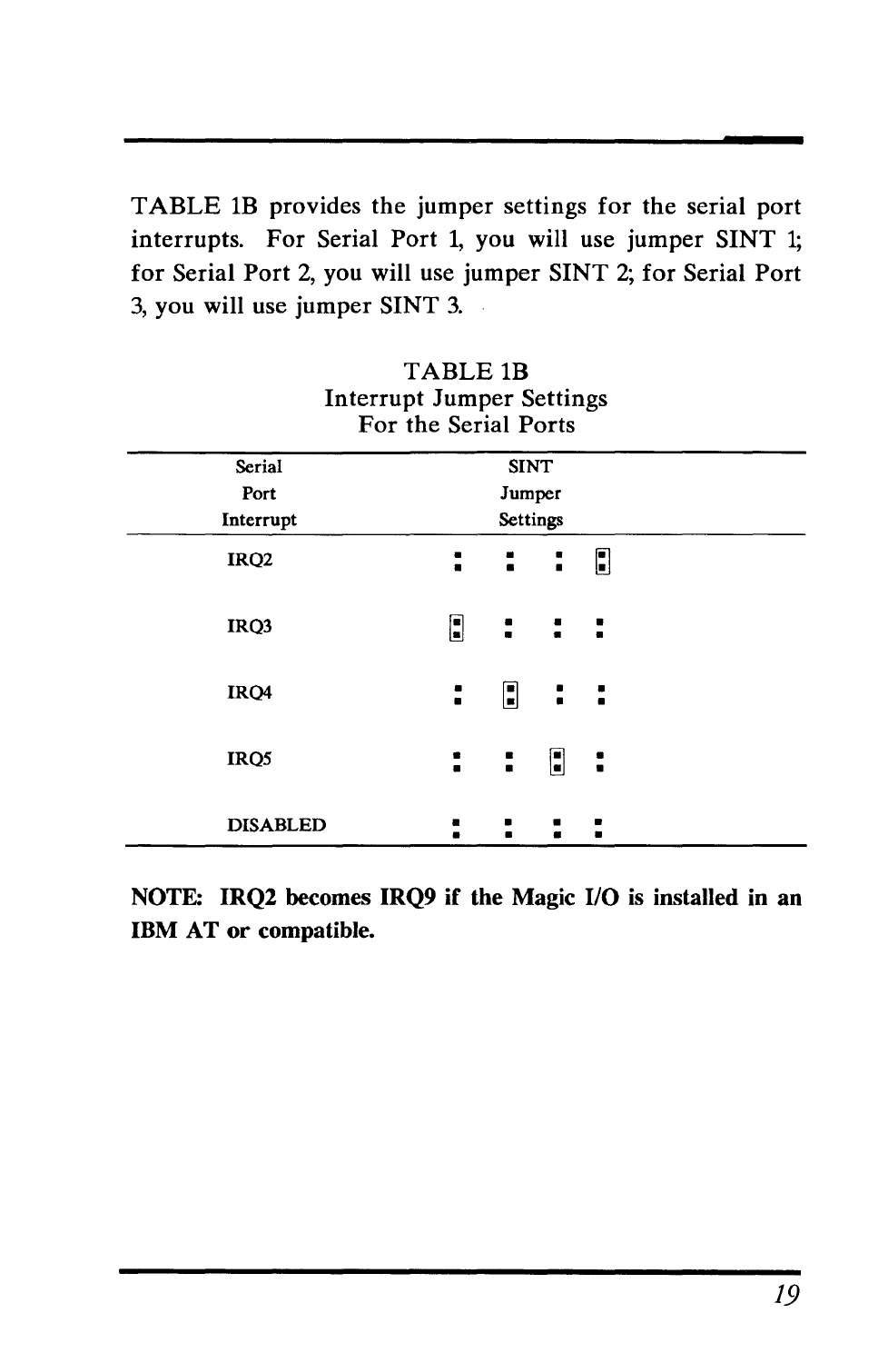TABLE 1B provides the jumper settings for the serial port interrupts. For Serial Port 1, you will use jumper SINT 1; for Serial Port 2, you will use jumper SINT 2; for Serial Port 3, you will use jumper SINT 3.

**TABLE 1B**
**Interrupt Jumper Settings**
**For the Serial Ports**

| Serial Port Interrupt | SINT Jumper Settings |
|---|---|
| IRQ2 | : : : [:] |
| IRQ3 | [:] : : : |
| IRQ4 | : [:] : : |
| IRQ5 | : : [:] : |
| DISABLED | : : : : |

**NOTE: IRQ2 becomes IRQ9 if the Magic I/O is installed in an IBM AT or compatible.**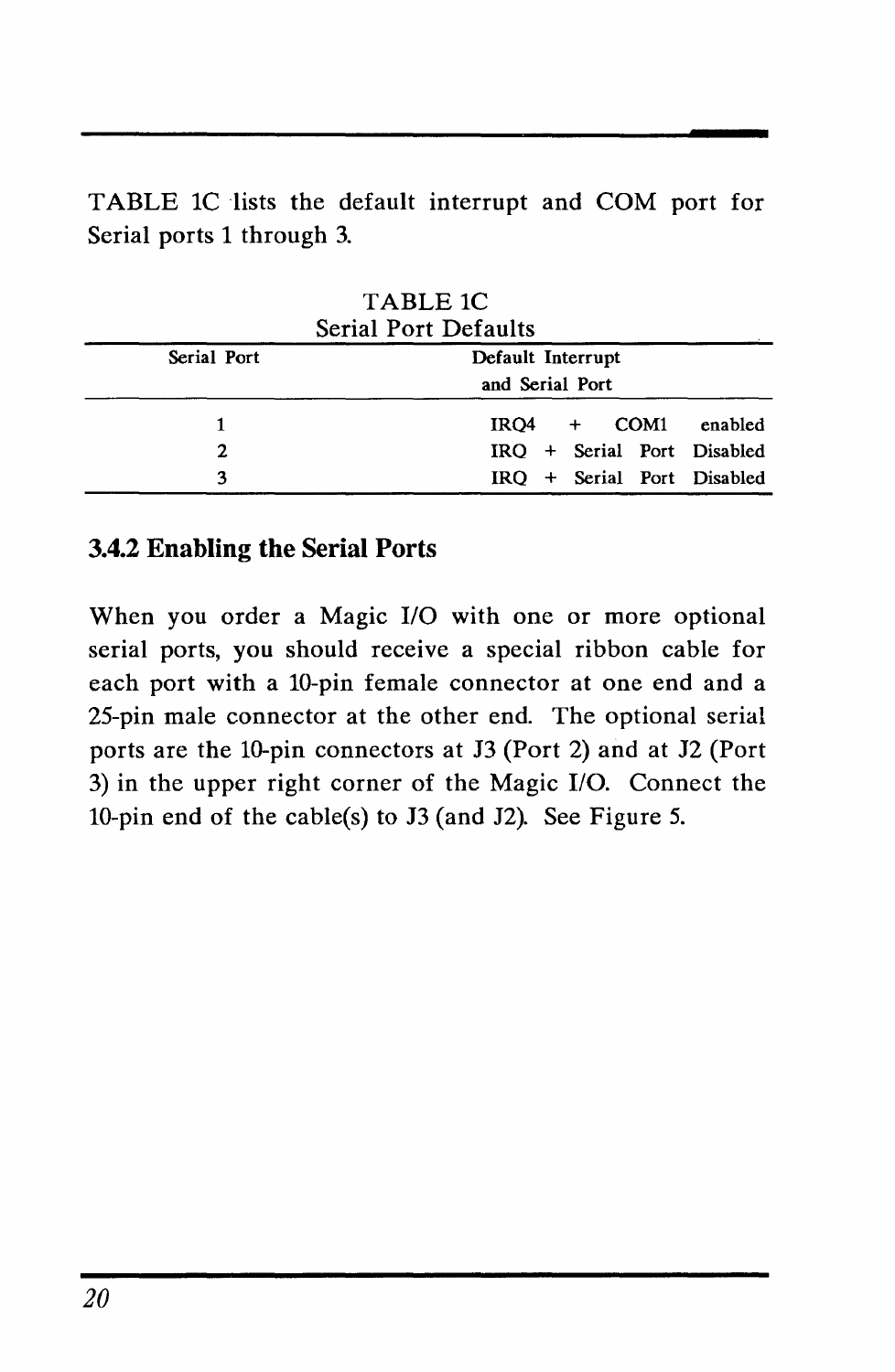TABLE 1C lists the default interrupt and COM port for Serial ports 1 through 3.

TABLE 1C
Serial Port Defaults

| Serial Port | Default Interrupt and Serial Port |
|---|---|
| 1 | IRQ4 + COM1 enabled |
| 2 | IRQ + Serial Port Disabled |
| 3 | IRQ + Serial Port Disabled |

### 3.4.2 Enabling the Serial Ports

When you order a Magic I/O with one or more optional serial ports, you should receive a special ribbon cable for each port with a 10-pin female connector at one end and a 25-pin male connector at the other end. The optional serial ports are the 10-pin connectors at J3 (Port 2) and at J2 (Port 3) in the upper right corner of the Magic I/O. Connect the 10-pin end of the cable(s) to J3 (and J2). See Figure 5.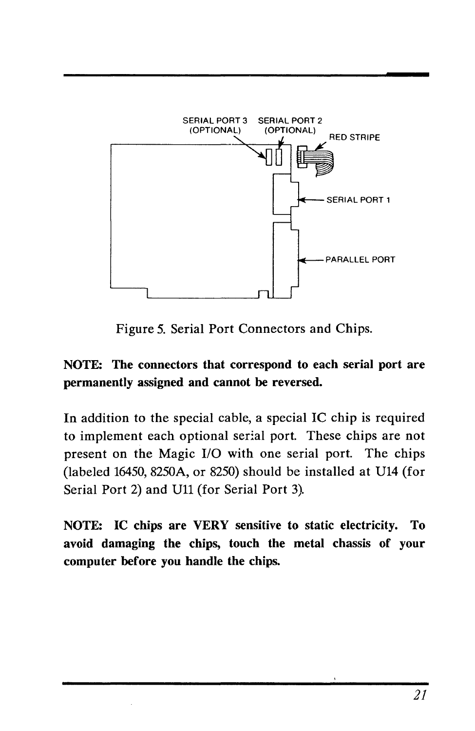Figure 5. Serial Port Connectors and Chips.

**NOTE: The connectors that correspond to each serial port are permanently assigned and cannot be reversed.**

In addition to the special cable, a special IC chip is required to implement each optional serial port. These chips are not present on the Magic I/O with one serial port. The chips (labeled 16450, 8250A, or 8250) should be installed at U14 (for Serial Port 2) and U11 (for Serial Port 3).

**NOTE: IC chips are VERY sensitive to static electricity. To avoid damaging the chips, touch the metal chassis of your computer before you handle the chips.**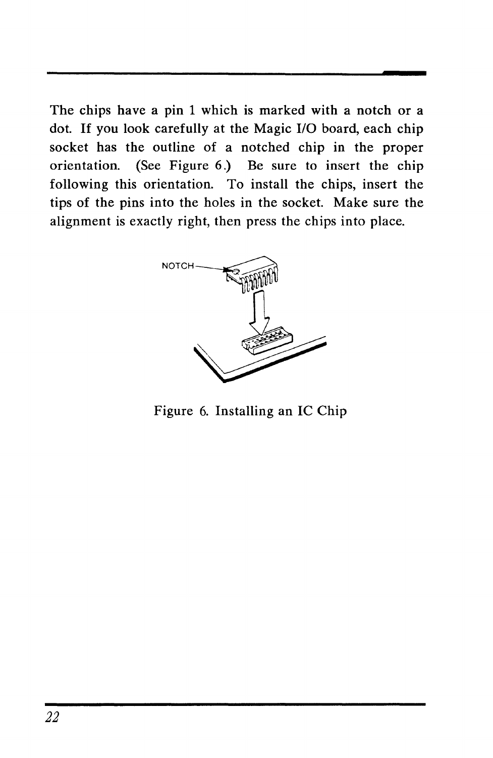The chips have a pin 1 which is marked with a notch or a dot. If you look carefully at the Magic I/O board, each chip socket has the outline of a notched chip in the proper orientation. (See Figure 6.) Be sure to insert the chip following this orientation. To install the chips, insert the tips of the pins into the holes in the socket. Make sure the alignment is exactly right, then press the chips into place.

NOTCH

Figure 6. Installing an IC Chip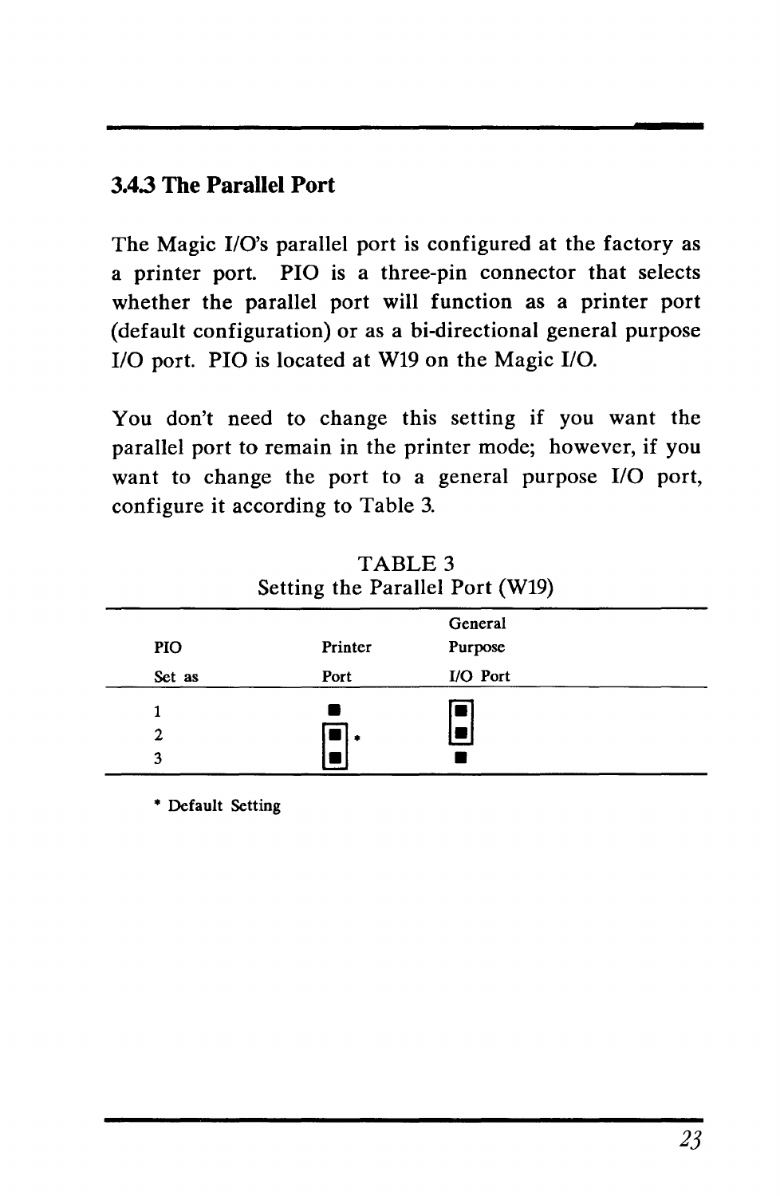### 3.4.3 The Parallel Port

The Magic I/O's parallel port is configured at the factory as a printer port. PIO is a three-pin connector that selects whether the parallel port will function as a printer port (default configuration) or as a bi-directional general purpose I/O port. PIO is located at W19 on the Magic I/O.

You don't need to change this setting if you want the parallel port to remain in the printer mode; however, if you want to change the port to a general purpose I/O port, configure it according to Table 3.

TABLE 3
Setting the Parallel Port (W19)

| PIO Set as | Printer Port | General Purpose I/O Port |
|---|---|---|
| 1 | ■ | ■ (jumpered to 2) |
| 2 | ■ (jumpered to 3) * | ■ (jumpered to 1) |
| 3 | ■ (jumpered to 2) | ■ |

* Default Setting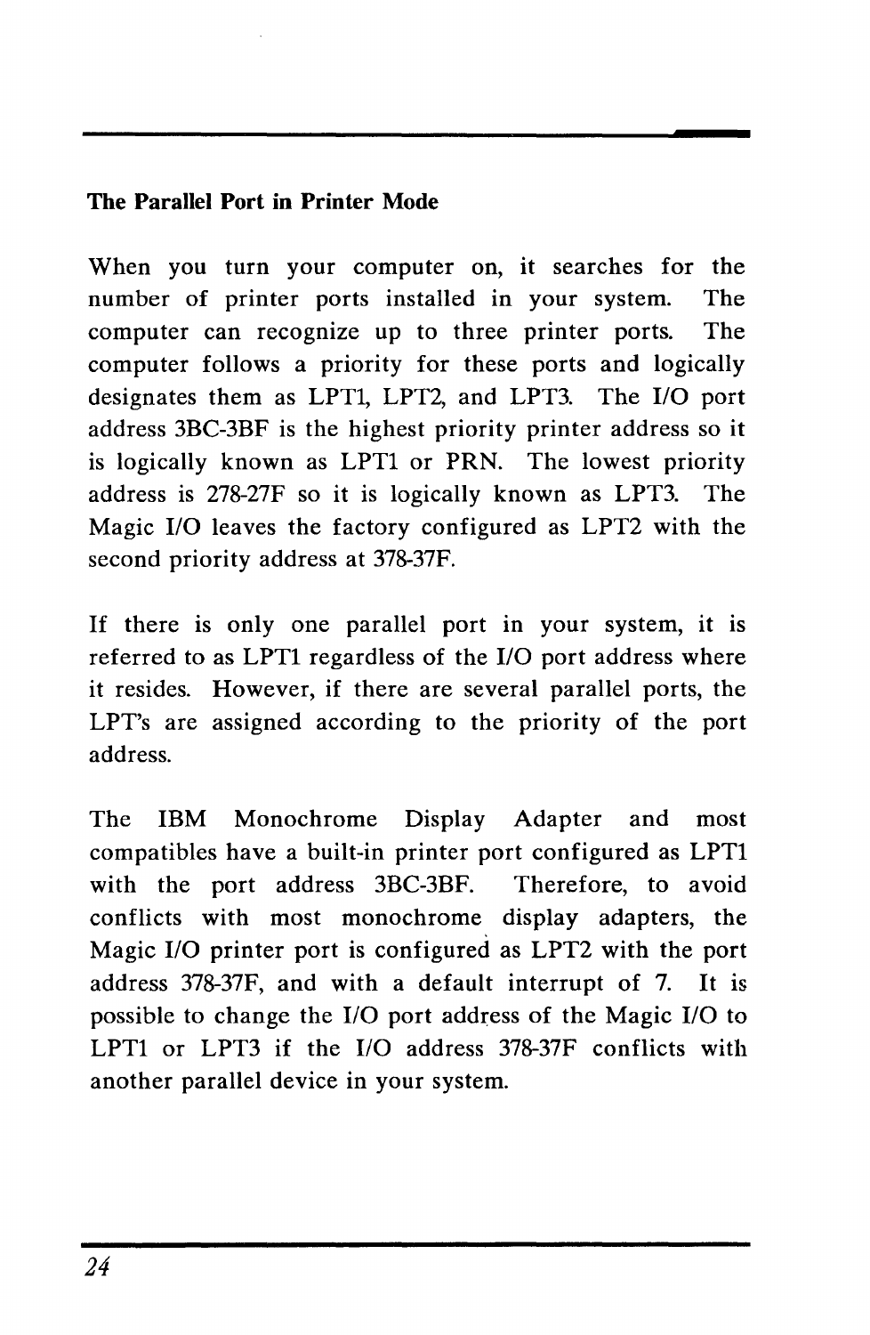### The Parallel Port in Printer Mode

When you turn your computer on, it searches for the number of printer ports installed in your system. The computer can recognize up to three printer ports. The computer follows a priority for these ports and logically designates them as LPT1, LPT2, and LPT3. The I/O port address 3BC-3BF is the highest priority printer address so it is logically known as LPT1 or PRN. The lowest priority address is 278-27F so it is logically known as LPT3. The Magic I/O leaves the factory configured as LPT2 with the second priority address at 378-37F.

If there is only one parallel port in your system, it is referred to as LPT1 regardless of the I/O port address where it resides. However, if there are several parallel ports, the LPT's are assigned according to the priority of the port address.

The IBM Monochrome Display Adapter and most compatibles have a built-in printer port configured as LPT1 with the port address 3BC-3BF. Therefore, to avoid conflicts with most monochrome display adapters, the Magic I/O printer port is configured as LPT2 with the port address 378-37F, and with a default interrupt of 7. It is possible to change the I/O port address of the Magic I/O to LPT1 or LPT3 if the I/O address 378-37F conflicts with another parallel device in your system.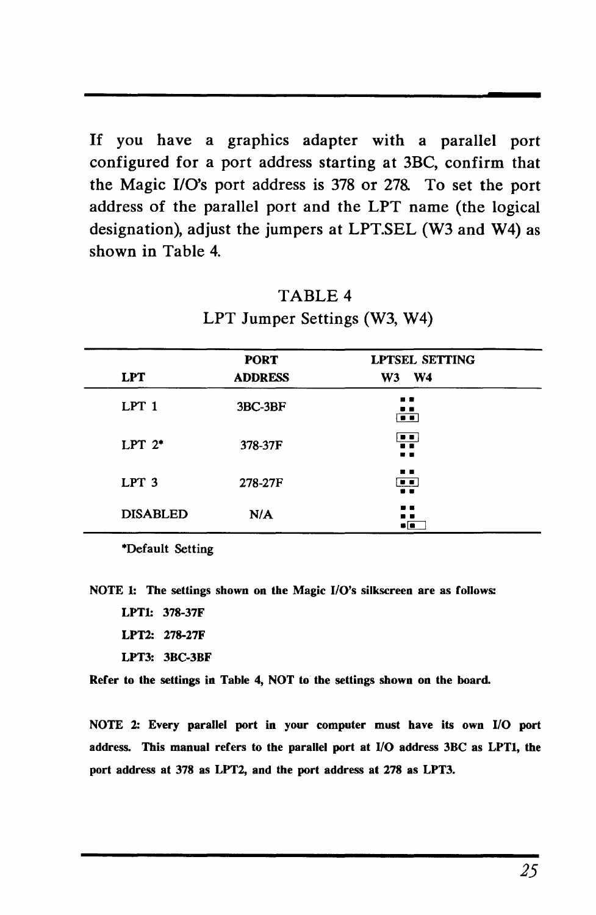If you have a graphics adapter with a parallel port configured for a port address starting at 3BC, confirm that the Magic I/O's port address is 378 or 278. To set the port address of the parallel port and the LPT name (the logical designation), adjust the jumpers at LPT.SEL (W3 and W4) as shown in Table 4.

TABLE 4

LPT Jumper Settings (W3, W4)

| LPT | PORT ADDRESS | LPTSEL SETTING W3 W4 |
|---|---|---|
| LPT 1 | 3BC-3BF | |
| LPT 2* | 378-37F | |
| LPT 3 | 278-27F | |
| DISABLED | N/A | |

*Default Setting

**NOTE 1: The settings shown on the Magic I/O's silkscreen are as follows:**

**LPT1: 378-37F**

**LPT2: 278-27F**

**LPT3: 3BC-3BF**

**Refer to the settings in Table 4, NOT to the settings shown on the board.**

**NOTE 2: Every parallel port in your computer must have its own I/O port address. This manual refers to the parallel port at I/O address 3BC as LPT1, the port address at 378 as LPT2, and the port address at 278 as LPT3.**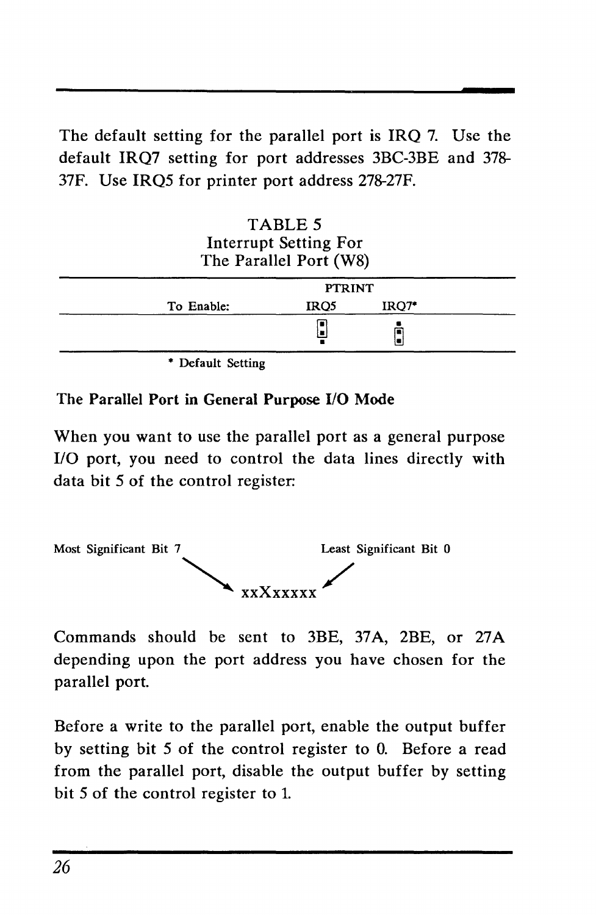The default setting for the parallel port is IRQ 7. Use the default IRQ7 setting for port addresses 3BC-3BE and 378-37F. Use IRQ5 for printer port address 278-27F.

TABLE 5
Interrupt Setting For
The Parallel Port (W8)

| | PTRINT | |
|---|---|---|
| To Enable: | IRQ5 | IRQ7* |
| | ■ ■ ■ (jumper on top two pins) | ■ ■ ■ (jumper on bottom two pins) |

\* Default Setting

**The Parallel Port in General Purpose I/O Mode**

When you want to use the parallel port as a general purpose I/O port, you need to control the data lines directly with data bit 5 of the control register:

```
Most Significant Bit 7              Least Significant Bit 0
                 xxXxxxxx
```

Commands should be sent to 3BE, 37A, 2BE, or 27A depending upon the port address you have chosen for the parallel port.

Before a write to the parallel port, enable the output buffer by setting bit 5 of the control register to 0. Before a read from the parallel port, disable the output buffer by setting bit 5 of the control register to 1.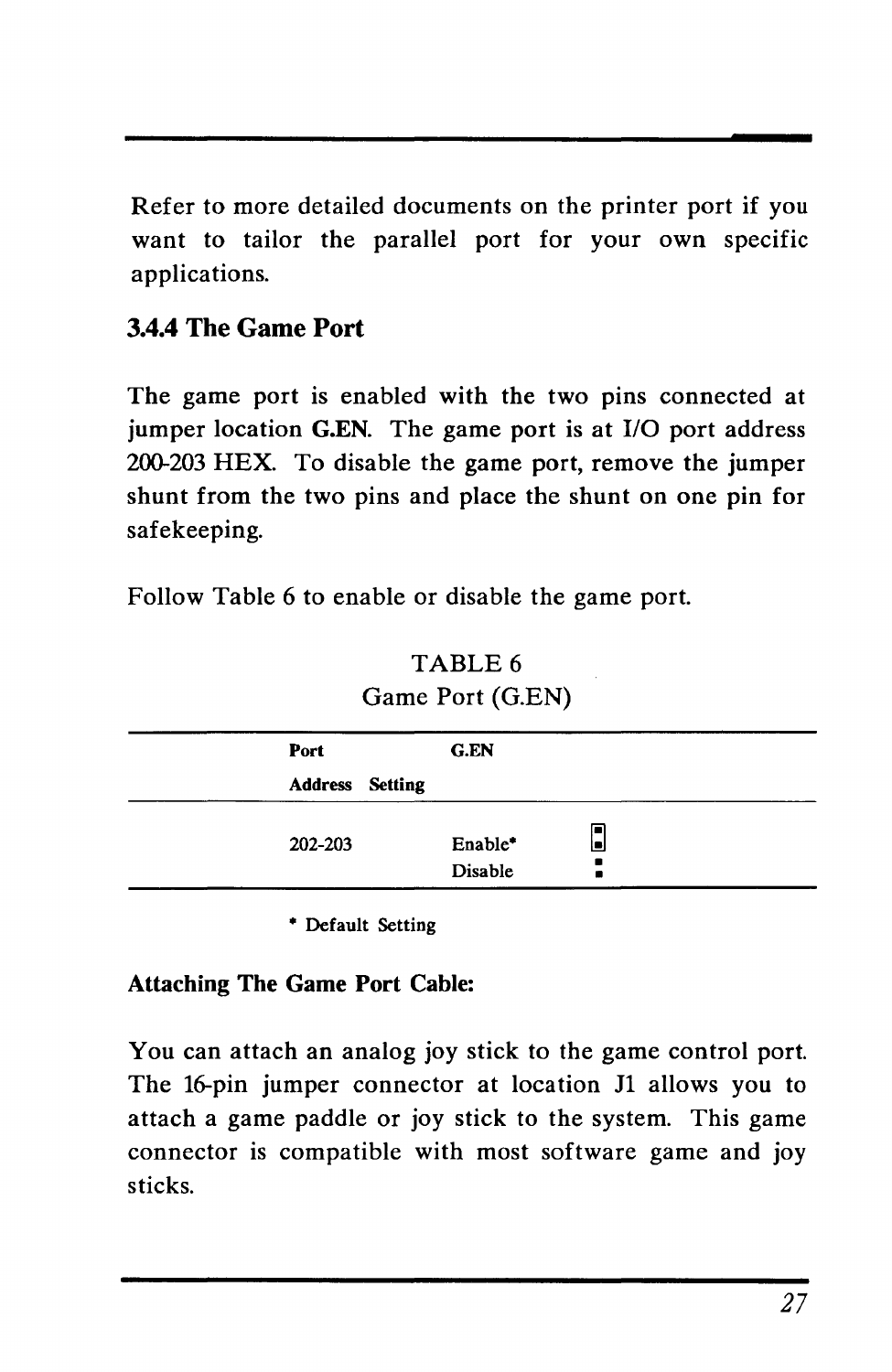Refer to more detailed documents on the printer port if you want to tailor the parallel port for your own specific applications.

### 3.4.4 The Game Port

The game port is enabled with the two pins connected at jumper location **G.EN**. The game port is at I/O port address 200-203 HEX. To disable the game port, remove the jumper shunt from the two pins and place the shunt on one pin for safekeeping.

Follow Table 6 to enable or disable the game port.

TABLE 6
Game Port (G.EN)

| Port Address | G.EN Setting | |
|---|---|---|
| 202-203 | Enable* | [jumper on both pins] |
| | Disable | [jumper on one pin] |

\* Default Setting

**Attaching The Game Port Cable:**

You can attach an analog joy stick to the game control port. The 16-pin jumper connector at location J1 allows you to attach a game paddle or joy stick to the system. This game connector is compatible with most software game and joy sticks.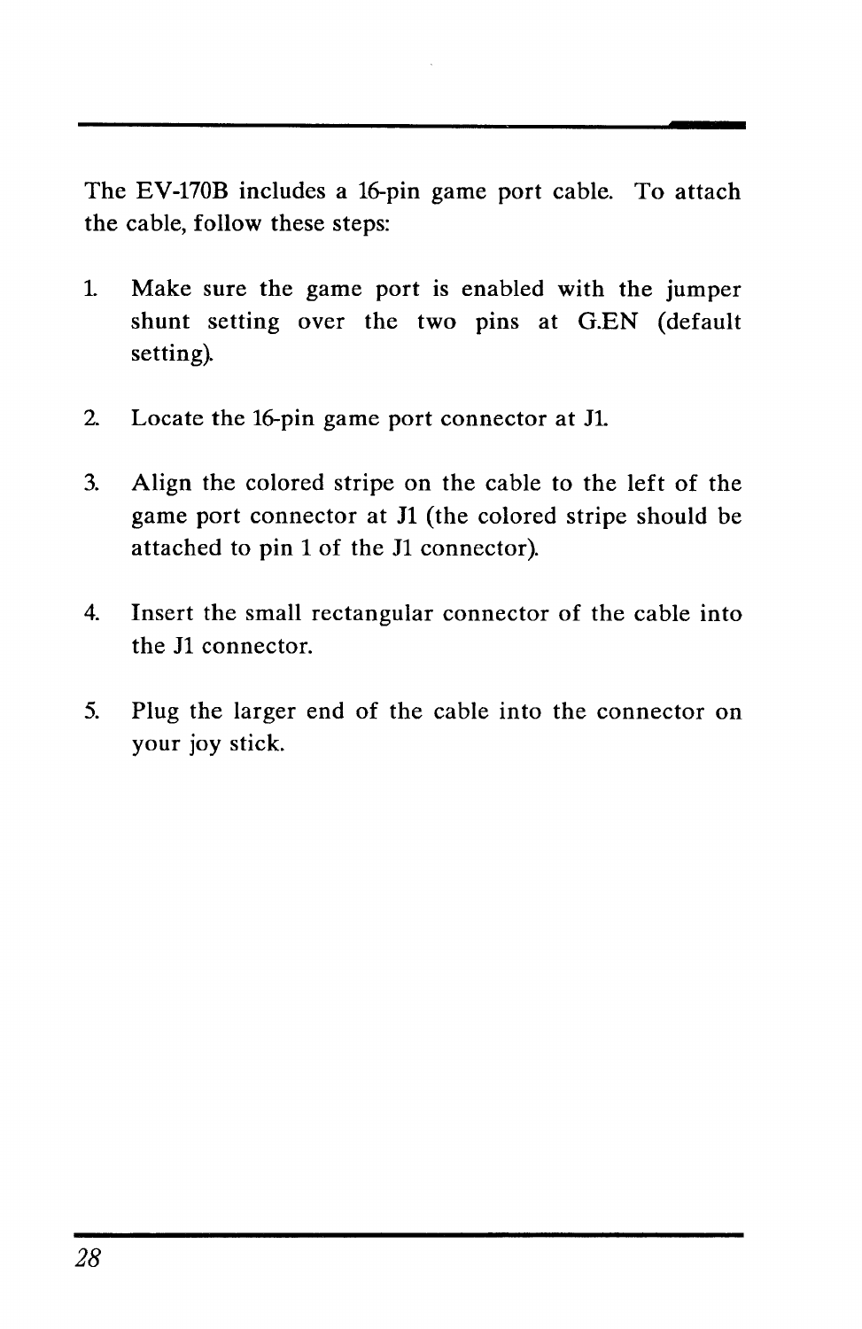The EV-170B includes a 16-pin game port cable. To attach the cable, follow these steps:

1. Make sure the game port is enabled with the jumper shunt setting over the two pins at G.EN (default setting).

2. Locate the 16-pin game port connector at J1.

3. Align the colored stripe on the cable to the left of the game port connector at J1 (the colored stripe should be attached to pin 1 of the J1 connector).

4. Insert the small rectangular connector of the cable into the J1 connector.

5. Plug the larger end of the cable into the connector on your joy stick.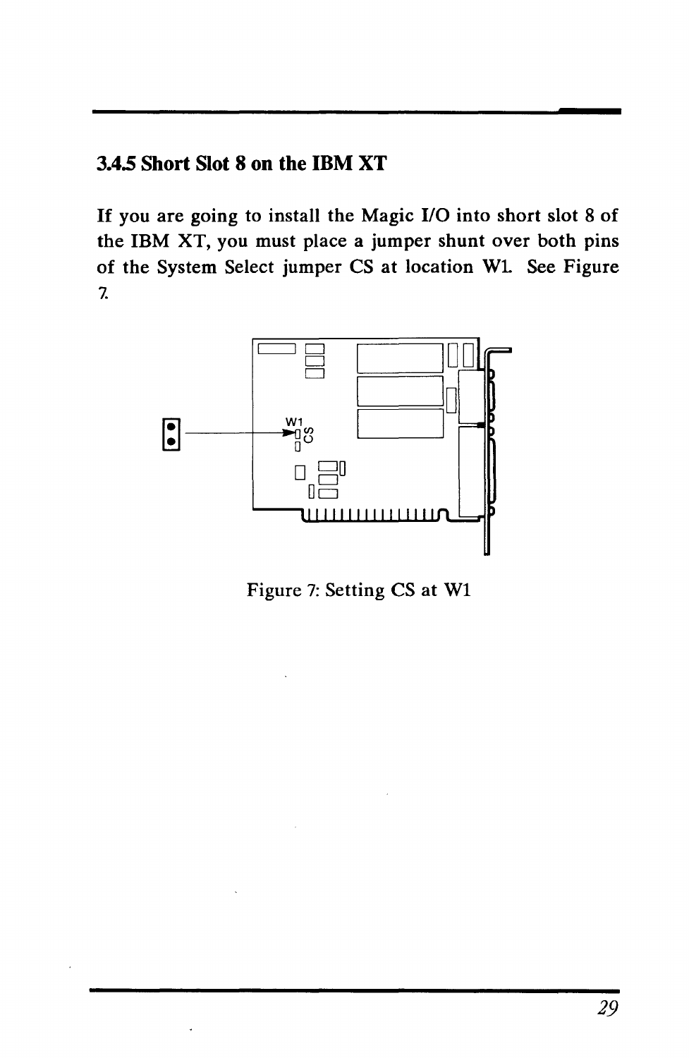### 3.4.5 Short Slot 8 on the IBM XT

If you are going to install the Magic I/O into short slot 8 of the IBM XT, you must place a jumper shunt over both pins of the System Select jumper CS at location W1. See Figure 7.

Figure 7: Setting CS at W1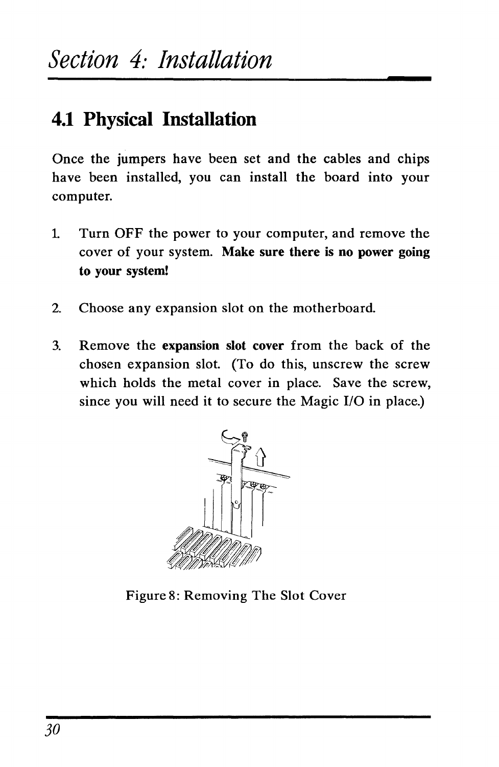# Section 4: Installation

## 4.1 Physical Installation

Once the jumpers have been set and the cables and chips have been installed, you can install the board into your computer.

1. Turn OFF the power to your computer, and remove the cover of your system. **Make sure there is no power going to your system!**

2. Choose any expansion slot on the motherboard.

3. Remove the **expansion slot cover** from the back of the chosen expansion slot. (To do this, unscrew the screw which holds the metal cover in place. Save the screw, since you will need it to secure the Magic I/O in place.)

Figure 8: Removing The Slot Cover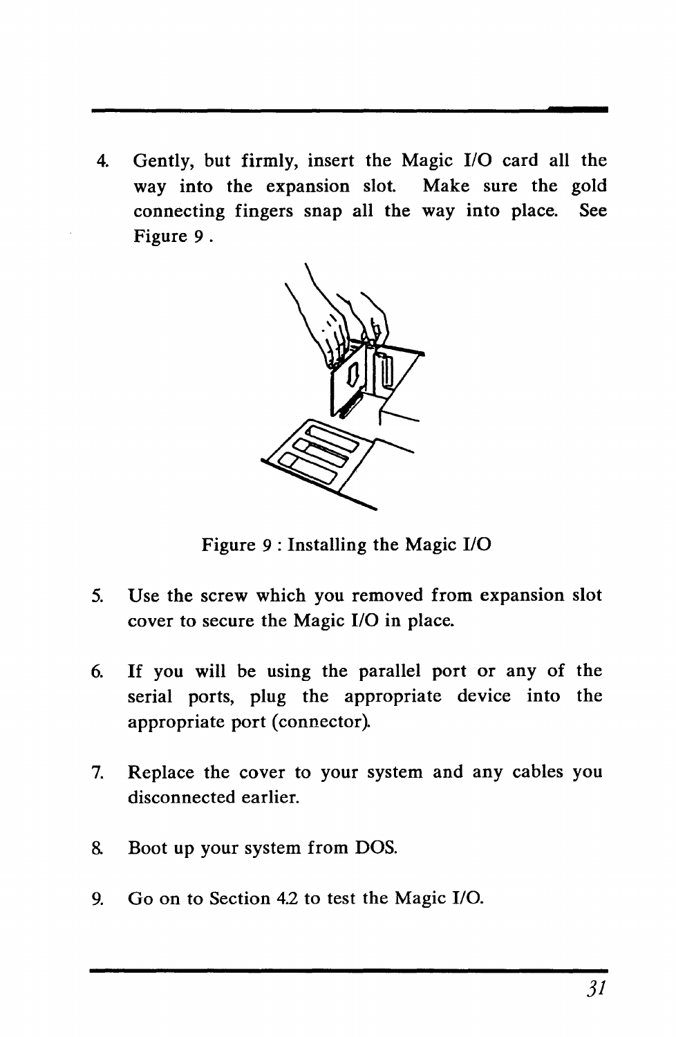4. Gently, but firmly, insert the Magic I/O card all the way into the expansion slot. Make sure the gold connecting fingers snap all the way into place. See Figure 9 .

Figure 9 : Installing the Magic I/O

5. Use the screw which you removed from expansion slot cover to secure the Magic I/O in place.

6. If you will be using the parallel port or any of the serial ports, plug the appropriate device into the appropriate port (connector).

7. Replace the cover to your system and any cables you disconnected earlier.

8. Boot up your system from DOS.

9. Go on to Section 4.2 to test the Magic I/O.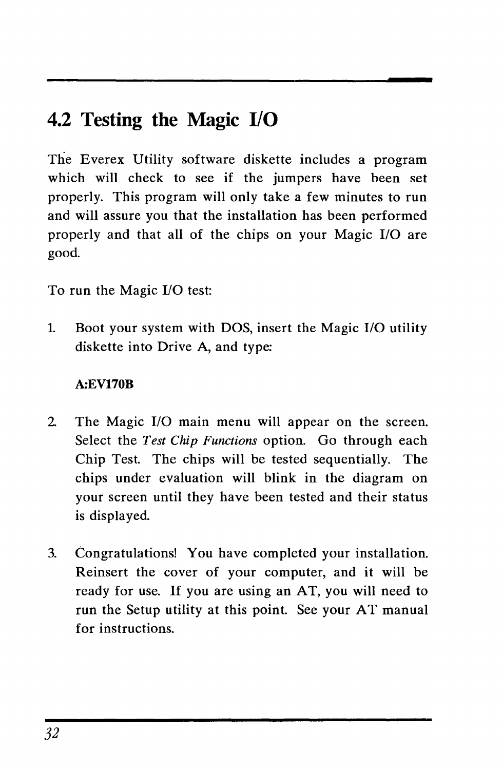## 4.2 Testing the Magic I/O

The Everex Utility software diskette includes a program which will check to see if the jumpers have been set properly. This program will only take a few minutes to run and will assure you that the installation has been performed properly and that all of the chips on your Magic I/O are good.

To run the Magic I/O test:

1. Boot your system with DOS, insert the Magic I/O utility diskette into Drive A, and type:

   **A:EV170B**

2. The Magic I/O main menu will appear on the screen. Select the *Test Chip Functions* option. Go through each Chip Test. The chips will be tested sequentially. The chips under evaluation will blink in the diagram on your screen until they have been tested and their status is displayed.

3. Congratulations! You have completed your installation. Reinsert the cover of your computer, and it will be ready for use. If you are using an AT, you will need to run the Setup utility at this point. See your AT manual for instructions.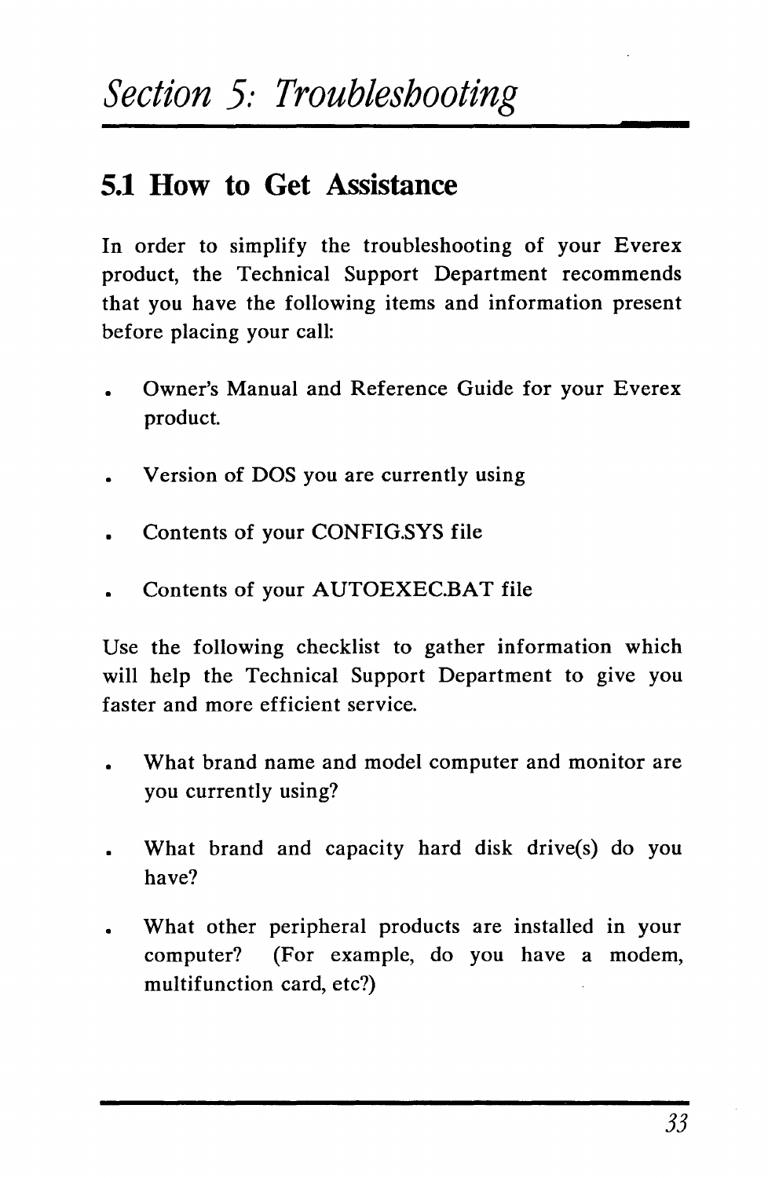# Section 5: Troubleshooting

## 5.1 How to Get Assistance

In order to simplify the troubleshooting of your Everex product, the Technical Support Department recommends that you have the following items and information present before placing your call:

- Owner's Manual and Reference Guide for your Everex product.
- Version of DOS you are currently using
- Contents of your CONFIG.SYS file
- Contents of your AUTOEXEC.BAT file

Use the following checklist to gather information which will help the Technical Support Department to give you faster and more efficient service.

- What brand name and model computer and monitor are you currently using?
- What brand and capacity hard disk drive(s) do you have?
- What other peripheral products are installed in your computer? (For example, do you have a modem, multifunction card, etc?)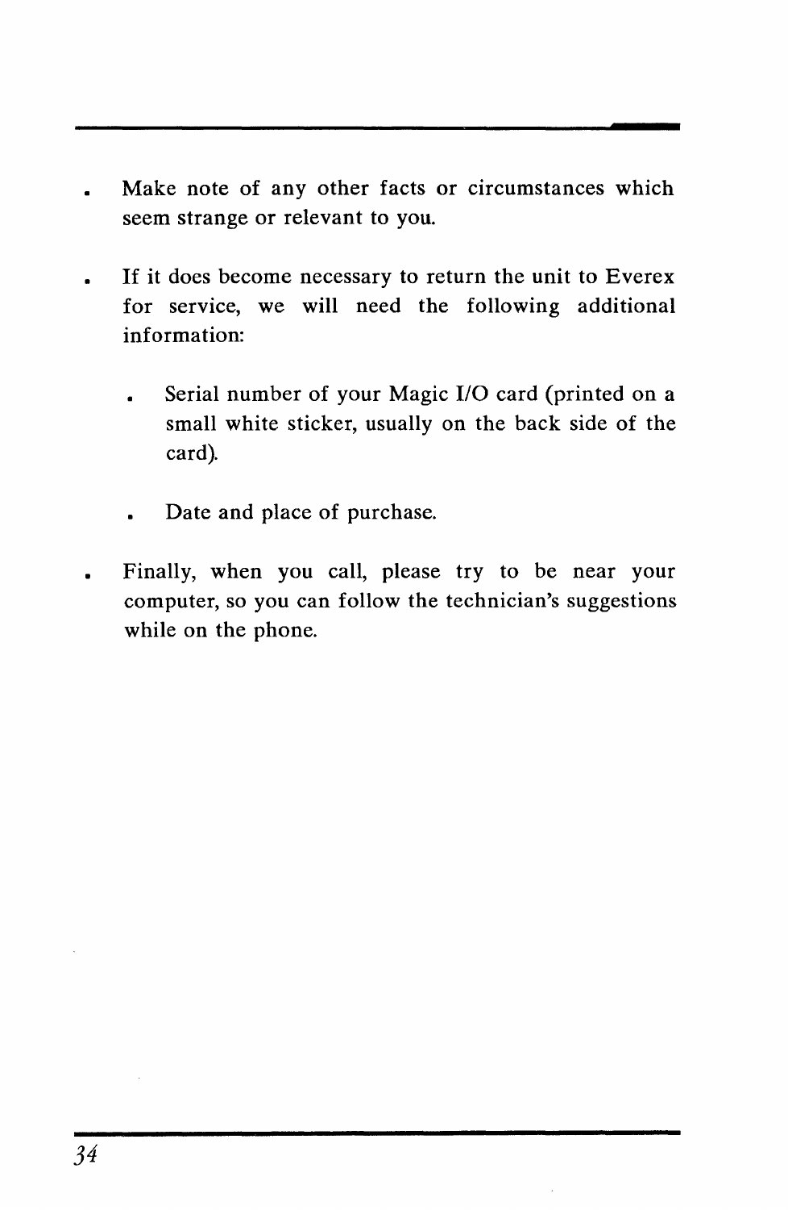- Make note of any other facts or circumstances which seem strange or relevant to you.

- If it does become necessary to return the unit to Everex for service, we will need the following additional information:

  - Serial number of your Magic I/O card (printed on a small white sticker, usually on the back side of the card).

  - Date and place of purchase.

- Finally, when you call, please try to be near your computer, so you can follow the technician's suggestions while on the phone.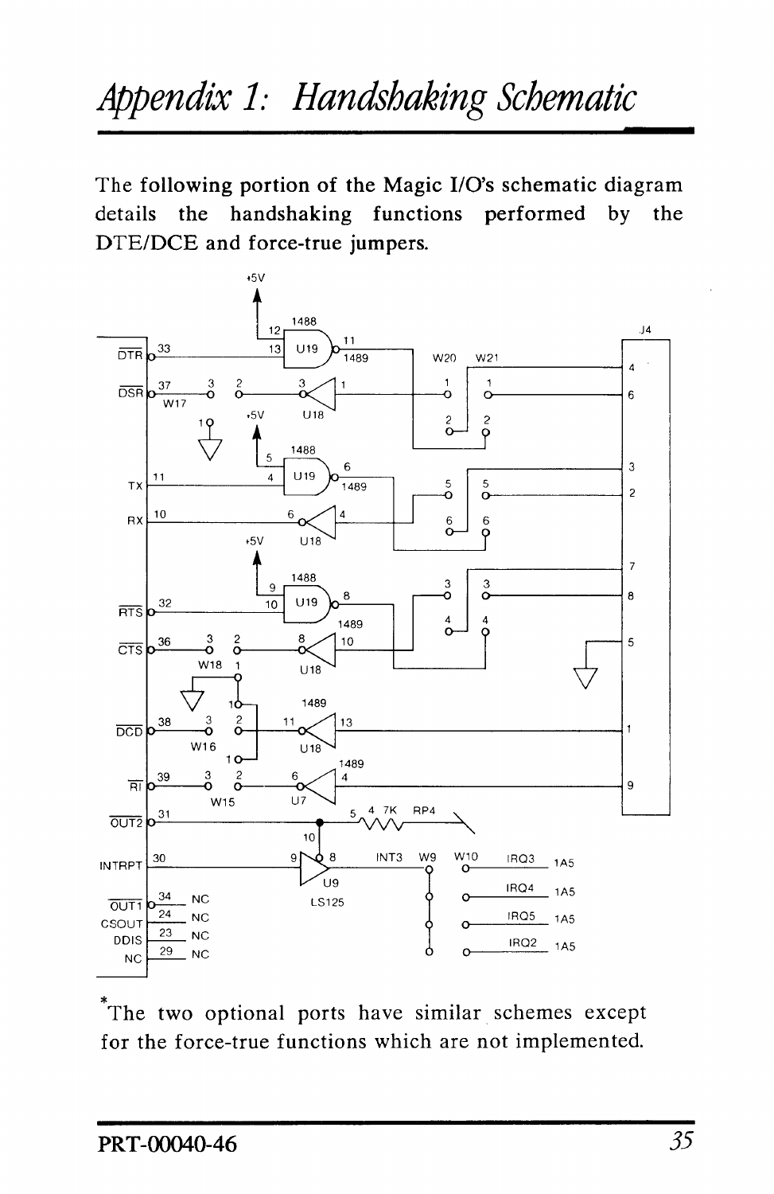# Appendix 1: Handshaking Schematic

The following portion of the Magic I/O's schematic diagram details the handshaking functions performed by the DTE/DCE and force-true jumpers.

*The two optional ports have similar schemes except for the force-true functions which are not implemented.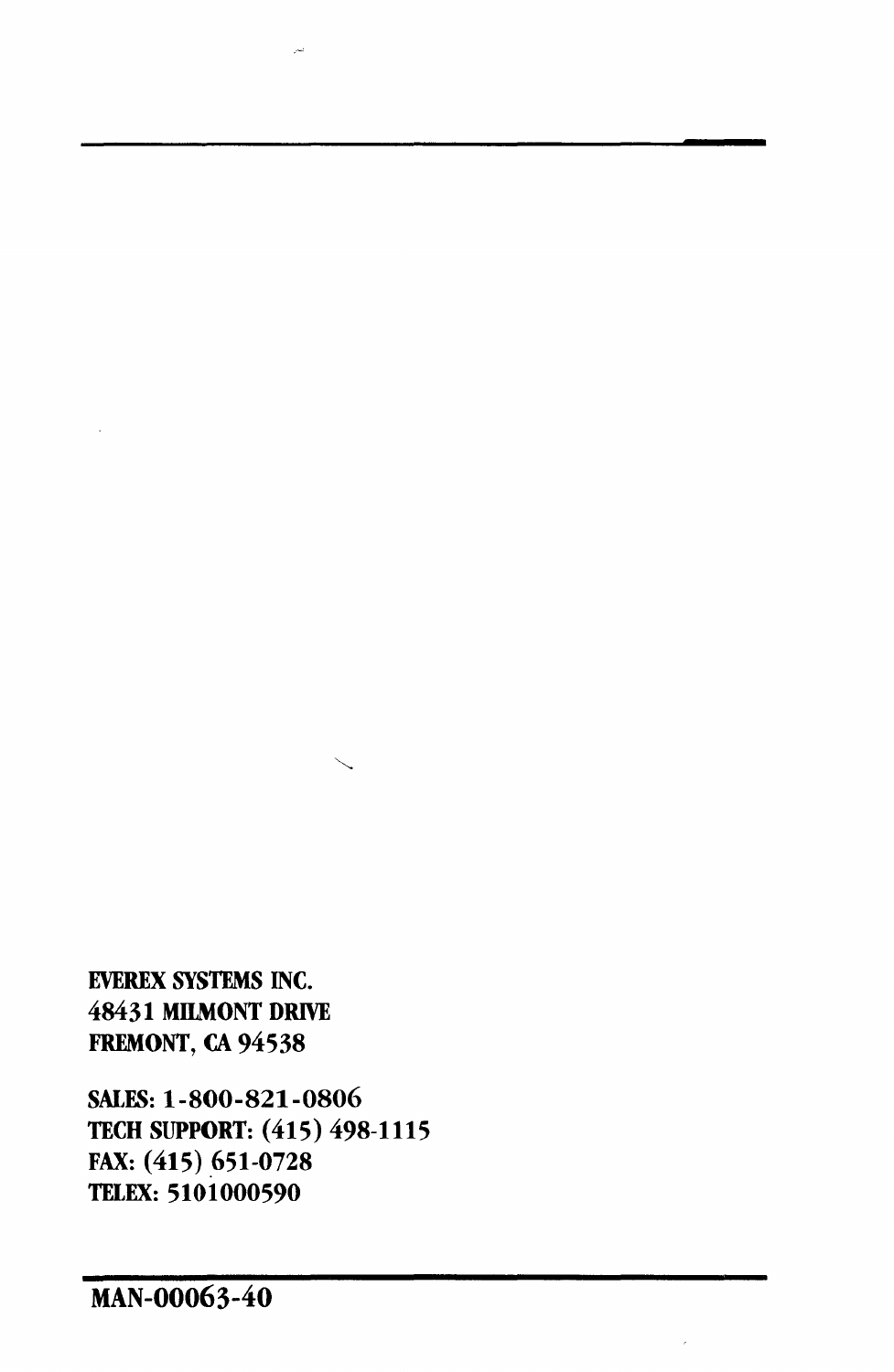**EVEREX SYSTEMS INC.**
**48431 MILMONT DRIVE**
**FREMONT, CA 94538**

**SALES: 1-800-821-0806**
**TECH SUPPORT: (415) 498-1115**
**FAX: (415) 651-0728**
**TELEX: 5101000590**

**MAN-00063-40**